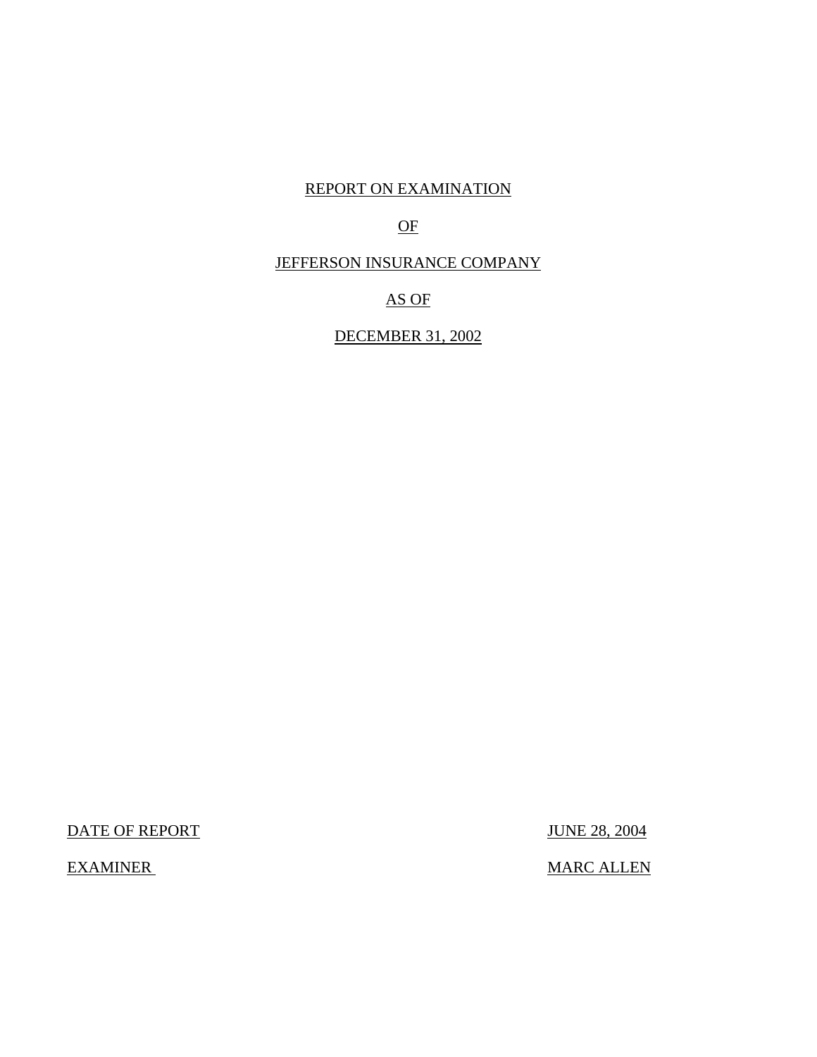# REPORT ON EXAMINATION

# OF

# JEFFERSON INSURANCE COMPANY

# AS OF

# DECEMBER 31, 2002

| | |
|---|---|
| DATE OF REPORT | JUNE 28, 2004 |
| EXAMINER | MARC ALLEN |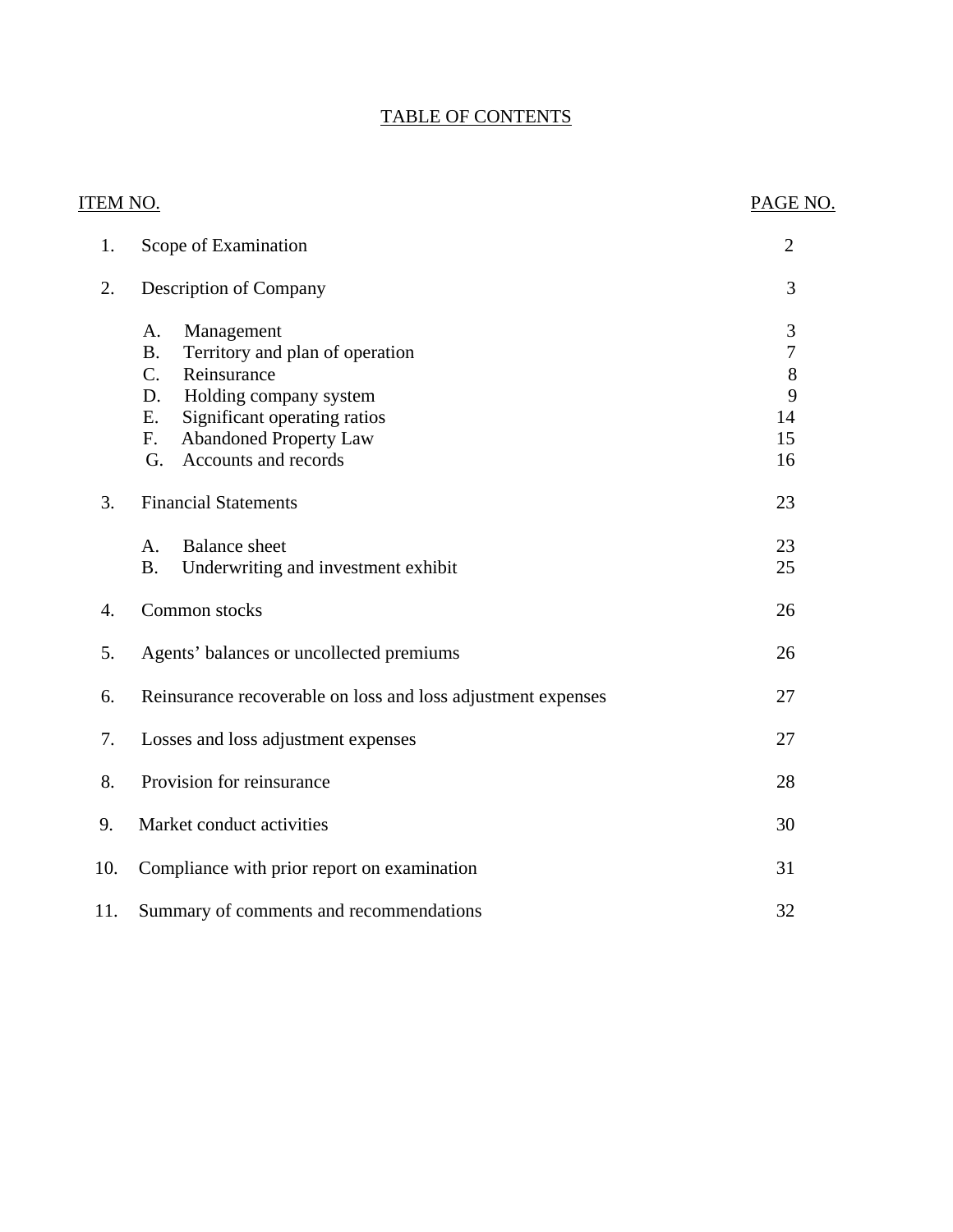# TABLE OF CONTENTS

| ITEM NO. | | PAGE NO. |
|---|---|---|
| 1. | Scope of Examination | 2 |
| 2. | Description of Company | 3 |
| | A. Management | 3 |
| | B. Territory and plan of operation | 7 |
| | C. Reinsurance | 8 |
| | D. Holding company system | 9 |
| | E. Significant operating ratios | 14 |
| | F. Abandoned Property Law | 15 |
| | G. Accounts and records | 16 |
| 3. | Financial Statements | 23 |
| | A. Balance sheet | 23 |
| | B. Underwriting and investment exhibit | 25 |
| 4. | Common stocks | 26 |
| 5. | Agents' balances or uncollected premiums | 26 |
| 6. | Reinsurance recoverable on loss and loss adjustment expenses | 27 |
| 7. | Losses and loss adjustment expenses | 27 |
| 8. | Provision for reinsurance | 28 |
| 9. | Market conduct activities | 30 |
| 10. | Compliance with prior report on examination | 31 |
| 11. | Summary of comments and recommendations | 32 |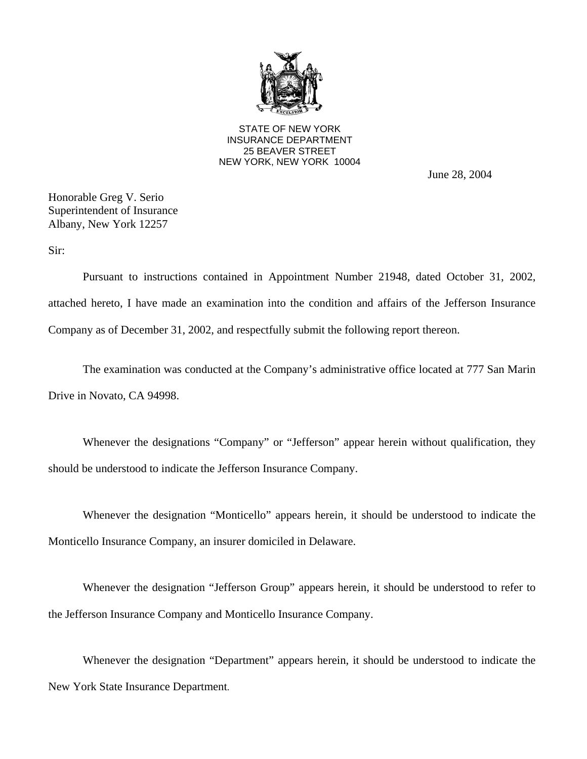STATE OF NEW YORK
INSURANCE DEPARTMENT
25 BEAVER STREET
NEW YORK, NEW YORK 10004

June 28, 2004

Honorable Greg V. Serio
Superintendent of Insurance
Albany, New York 12257

Sir:

Pursuant to instructions contained in Appointment Number 21948, dated October 31, 2002, attached hereto, I have made an examination into the condition and affairs of the Jefferson Insurance Company as of December 31, 2002, and respectfully submit the following report thereon.

The examination was conducted at the Company's administrative office located at 777 San Marin Drive in Novato, CA 94998.

Whenever the designations "Company" or "Jefferson" appear herein without qualification, they should be understood to indicate the Jefferson Insurance Company.

Whenever the designation "Monticello" appears herein, it should be understood to indicate the Monticello Insurance Company, an insurer domiciled in Delaware.

Whenever the designation "Jefferson Group" appears herein, it should be understood to refer to the Jefferson Insurance Company and Monticello Insurance Company.

Whenever the designation "Department" appears herein, it should be understood to indicate the New York State Insurance Department.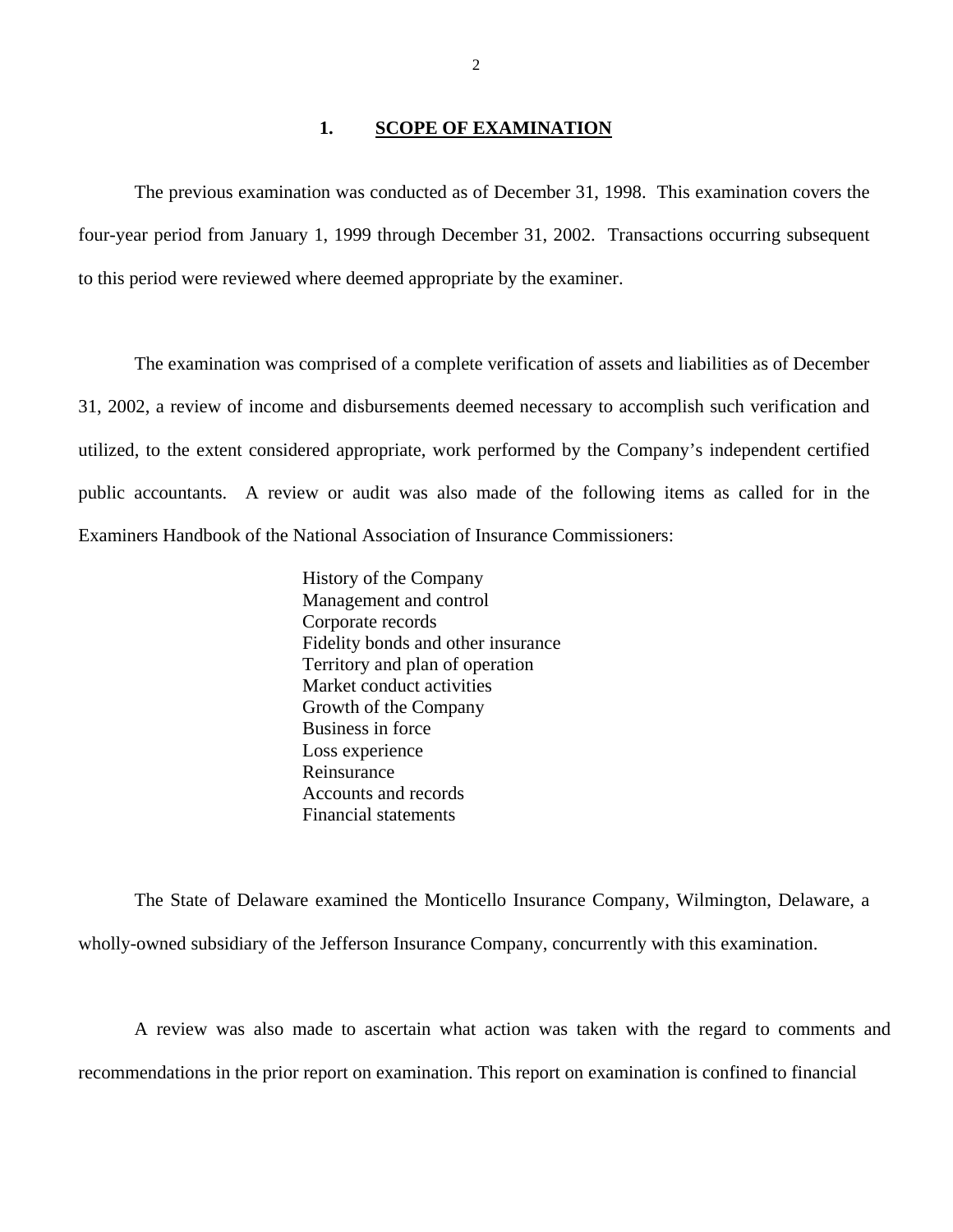## 1. SCOPE OF EXAMINATION

The previous examination was conducted as of December 31, 1998. This examination covers the four-year period from January 1, 1999 through December 31, 2002. Transactions occurring subsequent to this period were reviewed where deemed appropriate by the examiner.

The examination was comprised of a complete verification of assets and liabilities as of December 31, 2002, a review of income and disbursements deemed necessary to accomplish such verification and utilized, to the extent considered appropriate, work performed by the Company's independent certified public accountants. A review or audit was also made of the following items as called for in the Examiners Handbook of the National Association of Insurance Commissioners:

- History of the Company
- Management and control
- Corporate records
- Fidelity bonds and other insurance
- Territory and plan of operation
- Market conduct activities
- Growth of the Company
- Business in force
- Loss experience
- Reinsurance
- Accounts and records
- Financial statements

The State of Delaware examined the Monticello Insurance Company, Wilmington, Delaware, a wholly-owned subsidiary of the Jefferson Insurance Company, concurrently with this examination.

A review was also made to ascertain what action was taken with the regard to comments and recommendations in the prior report on examination. This report on examination is confined to financial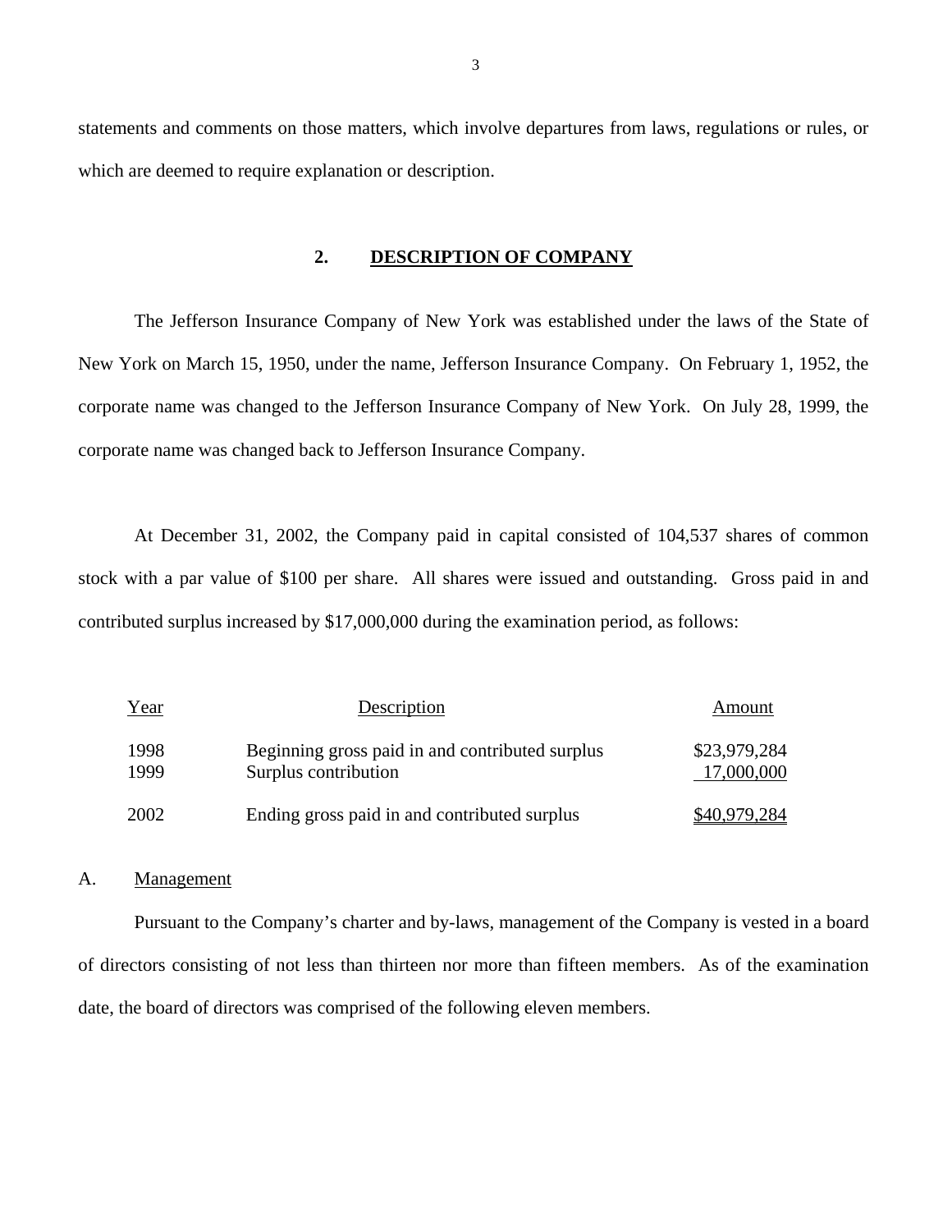statements and comments on those matters, which involve departures from laws, regulations or rules, or which are deemed to require explanation or description.

## 2. DESCRIPTION OF COMPANY

The Jefferson Insurance Company of New York was established under the laws of the State of New York on March 15, 1950, under the name, Jefferson Insurance Company. On February 1, 1952, the corporate name was changed to the Jefferson Insurance Company of New York. On July 28, 1999, the corporate name was changed back to Jefferson Insurance Company.

At December 31, 2002, the Company paid in capital consisted of 104,537 shares of common stock with a par value of $100 per share. All shares were issued and outstanding. Gross paid in and contributed surplus increased by $17,000,000 during the examination period, as follows:

| Year | Description | Amount |
|---|---|---|
| 1998 | Beginning gross paid in and contributed surplus | $23,979,284 |
| 1999 | Surplus contribution | 17,000,000 |
| 2002 | Ending gross paid in and contributed surplus | $40,979,284 |

### A. Management

Pursuant to the Company's charter and by-laws, management of the Company is vested in a board of directors consisting of not less than thirteen nor more than fifteen members. As of the examination date, the board of directors was comprised of the following eleven members.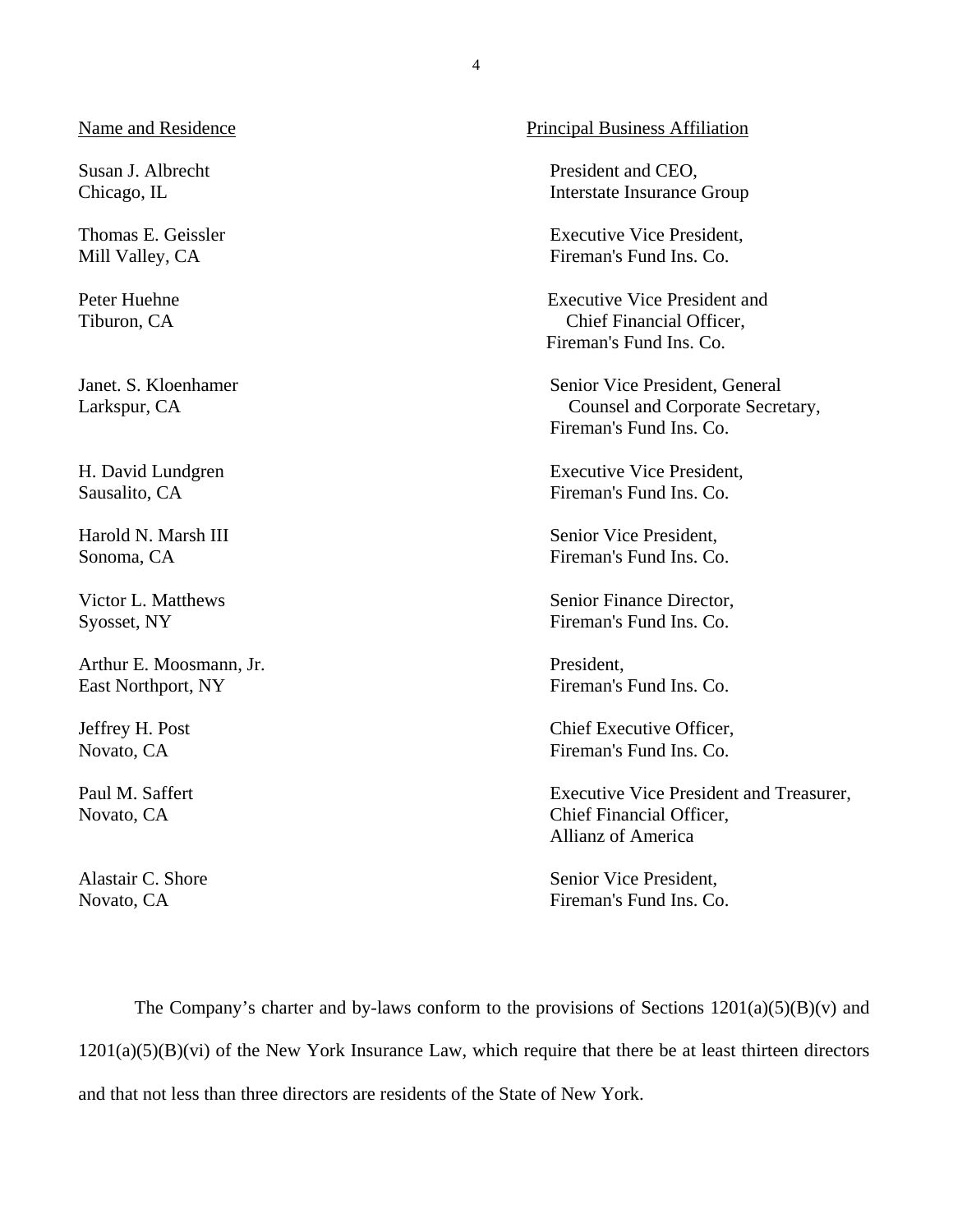| Name and Residence | Principal Business Affiliation |
|---|---|
| Susan J. Albrecht<br>Chicago, IL | President and CEO,<br>Interstate Insurance Group |
| Thomas E. Geissler<br>Mill Valley, CA | Executive Vice President,<br>Fireman's Fund Ins. Co. |
| Peter Huehne<br>Tiburon, CA | Executive Vice President and<br>Chief Financial Officer,<br>Fireman's Fund Ins. Co. |
| Janet. S. Kloenhamer<br>Larkspur, CA | Senior Vice President, General<br>Counsel and Corporate Secretary,<br>Fireman's Fund Ins. Co. |
| H. David Lundgren<br>Sausalito, CA | Executive Vice President,<br>Fireman's Fund Ins. Co. |
| Harold N. Marsh III<br>Sonoma, CA | Senior Vice President,<br>Fireman's Fund Ins. Co. |
| Victor L. Matthews<br>Syosset, NY | Senior Finance Director,<br>Fireman's Fund Ins. Co. |
| Arthur E. Moosmann, Jr.<br>East Northport, NY | President,<br>Fireman's Fund Ins. Co. |
| Jeffrey H. Post<br>Novato, CA | Chief Executive Officer,<br>Fireman's Fund Ins. Co. |
| Paul M. Saffert<br>Novato, CA | Executive Vice President and Treasurer,<br>Chief Financial Officer,<br>Allianz of America |
| Alastair C. Shore<br>Novato, CA | Senior Vice President,<br>Fireman's Fund Ins. Co. |

The Company's charter and by-laws conform to the provisions of Sections 1201(a)(5)(B)(v) and 1201(a)(5)(B)(vi) of the New York Insurance Law, which require that there be at least thirteen directors and that not less than three directors are residents of the State of New York.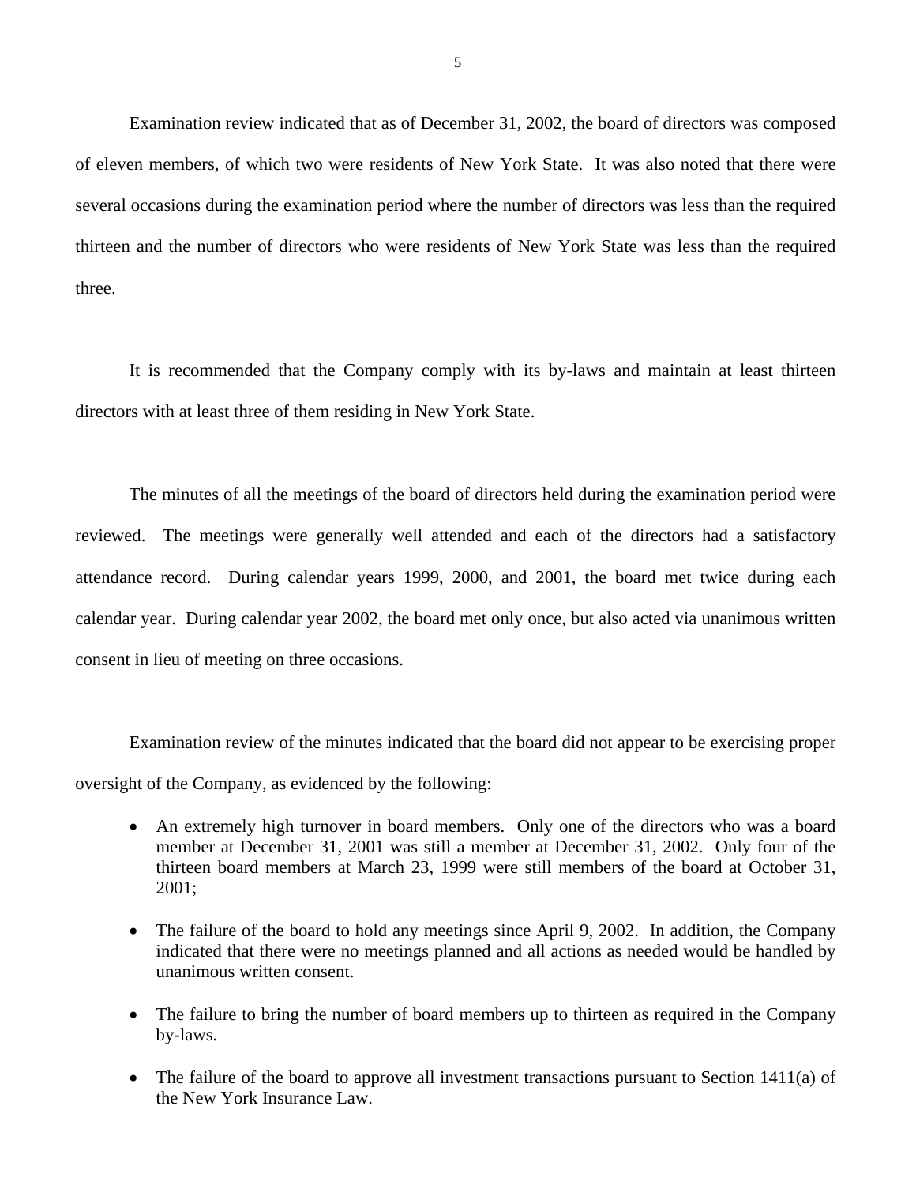Examination review indicated that as of December 31, 2002, the board of directors was composed of eleven members, of which two were residents of New York State. It was also noted that there were several occasions during the examination period where the number of directors was less than the required thirteen and the number of directors who were residents of New York State was less than the required three.

It is recommended that the Company comply with its by-laws and maintain at least thirteen directors with at least three of them residing in New York State.

The minutes of all the meetings of the board of directors held during the examination period were reviewed. The meetings were generally well attended and each of the directors had a satisfactory attendance record. During calendar years 1999, 2000, and 2001, the board met twice during each calendar year. During calendar year 2002, the board met only once, but also acted via unanimous written consent in lieu of meeting on three occasions.

Examination review of the minutes indicated that the board did not appear to be exercising proper oversight of the Company, as evidenced by the following:

- An extremely high turnover in board members. Only one of the directors who was a board member at December 31, 2001 was still a member at December 31, 2002. Only four of the thirteen board members at March 23, 1999 were still members of the board at October 31, 2001;
- The failure of the board to hold any meetings since April 9, 2002. In addition, the Company indicated that there were no meetings planned and all actions as needed would be handled by unanimous written consent.
- The failure to bring the number of board members up to thirteen as required in the Company by-laws.
- The failure of the board to approve all investment transactions pursuant to Section 1411(a) of the New York Insurance Law.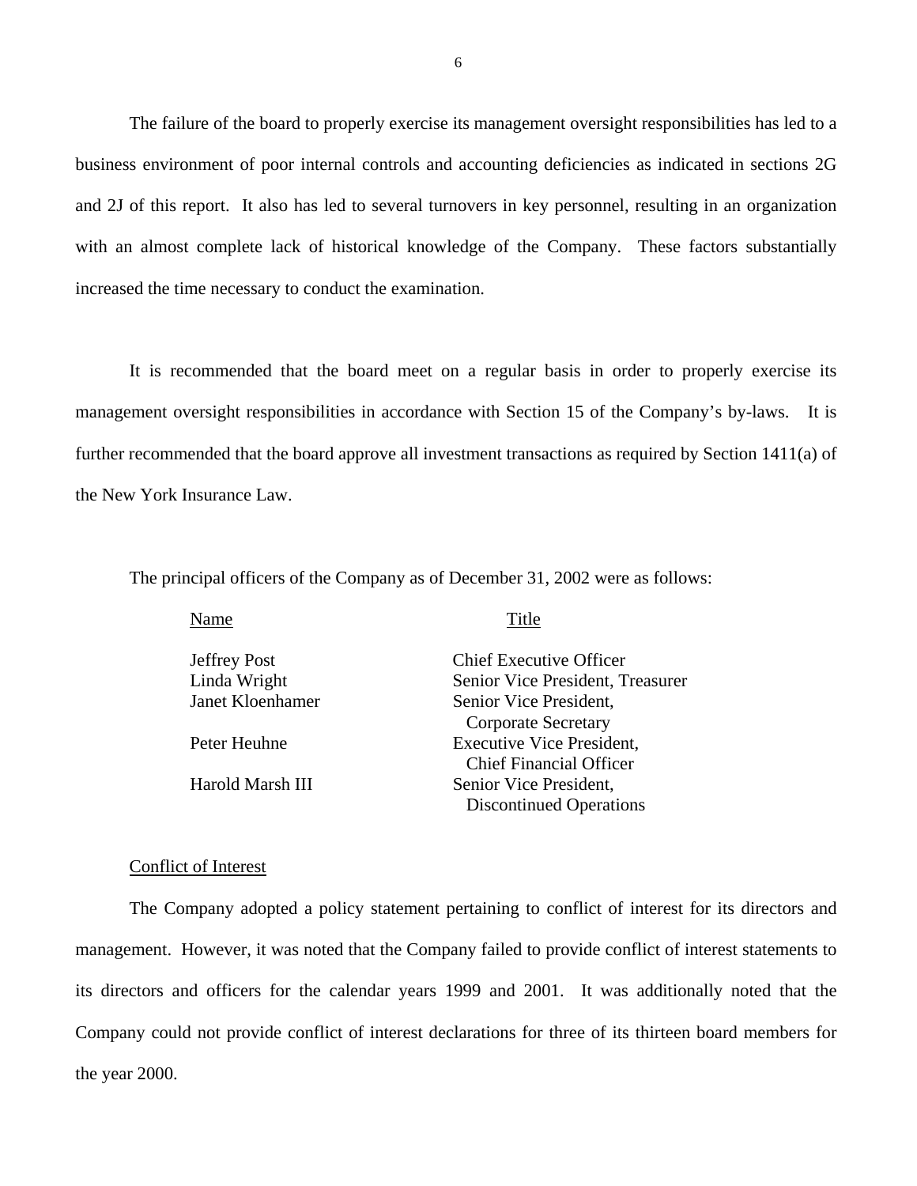The failure of the board to properly exercise its management oversight responsibilities has led to a business environment of poor internal controls and accounting deficiencies as indicated in sections 2G and 2J of this report. It also has led to several turnovers in key personnel, resulting in an organization with an almost complete lack of historical knowledge of the Company. These factors substantially increased the time necessary to conduct the examination.

It is recommended that the board meet on a regular basis in order to properly exercise its management oversight responsibilities in accordance with Section 15 of the Company's by-laws. It is further recommended that the board approve all investment transactions as required by Section 1411(a) of the New York Insurance Law.

The principal officers of the Company as of December 31, 2002 were as follows:

| Name | Title |
|---|---|
| Jeffrey Post | Chief Executive Officer |
| Linda Wright | Senior Vice President, Treasurer |
| Janet Kloenhamer | Senior Vice President, Corporate Secretary |
| Peter Heuhne | Executive Vice President, Chief Financial Officer |
| Harold Marsh III | Senior Vice President, Discontinued Operations |

Conflict of Interest

The Company adopted a policy statement pertaining to conflict of interest for its directors and management. However, it was noted that the Company failed to provide conflict of interest statements to its directors and officers for the calendar years 1999 and 2001. It was additionally noted that the Company could not provide conflict of interest declarations for three of its thirteen board members for the year 2000.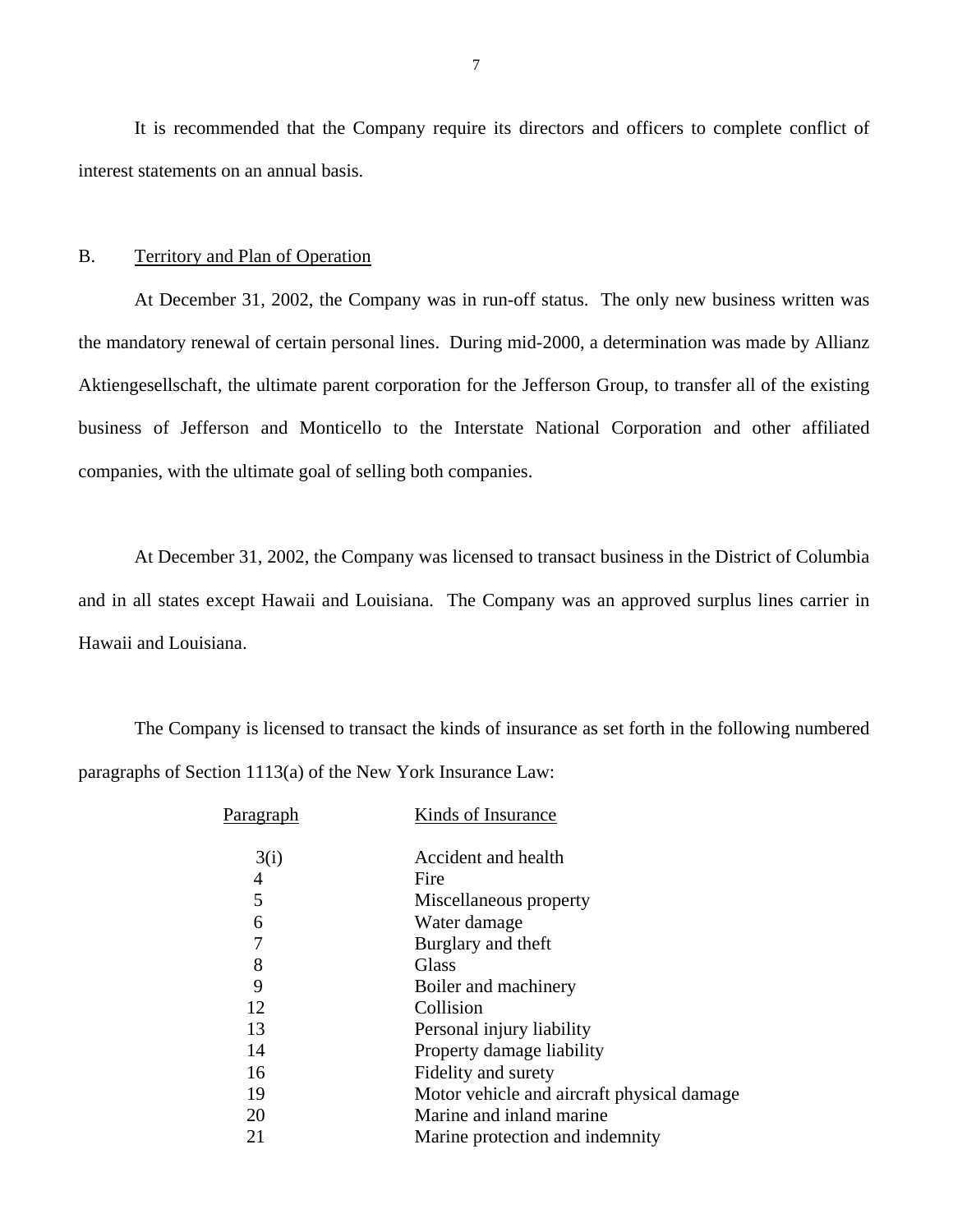It is recommended that the Company require its directors and officers to complete conflict of interest statements on an annual basis.

## B. Territory and Plan of Operation

At December 31, 2002, the Company was in run-off status. The only new business written was the mandatory renewal of certain personal lines. During mid-2000, a determination was made by Allianz Aktiengesellschaft, the ultimate parent corporation for the Jefferson Group, to transfer all of the existing business of Jefferson and Monticello to the Interstate National Corporation and other affiliated companies, with the ultimate goal of selling both companies.

At December 31, 2002, the Company was licensed to transact business in the District of Columbia and in all states except Hawaii and Louisiana. The Company was an approved surplus lines carrier in Hawaii and Louisiana.

The Company is licensed to transact the kinds of insurance as set forth in the following numbered paragraphs of Section 1113(a) of the New York Insurance Law:

| Paragraph | Kinds of Insurance |
|---|---|
| 3(i) | Accident and health |
| 4 | Fire |
| 5 | Miscellaneous property |
| 6 | Water damage |
| 7 | Burglary and theft |
| 8 | Glass |
| 9 | Boiler and machinery |
| 12 | Collision |
| 13 | Personal injury liability |
| 14 | Property damage liability |
| 16 | Fidelity and surety |
| 19 | Motor vehicle and aircraft physical damage |
| 20 | Marine and inland marine |
| 21 | Marine protection and indemnity |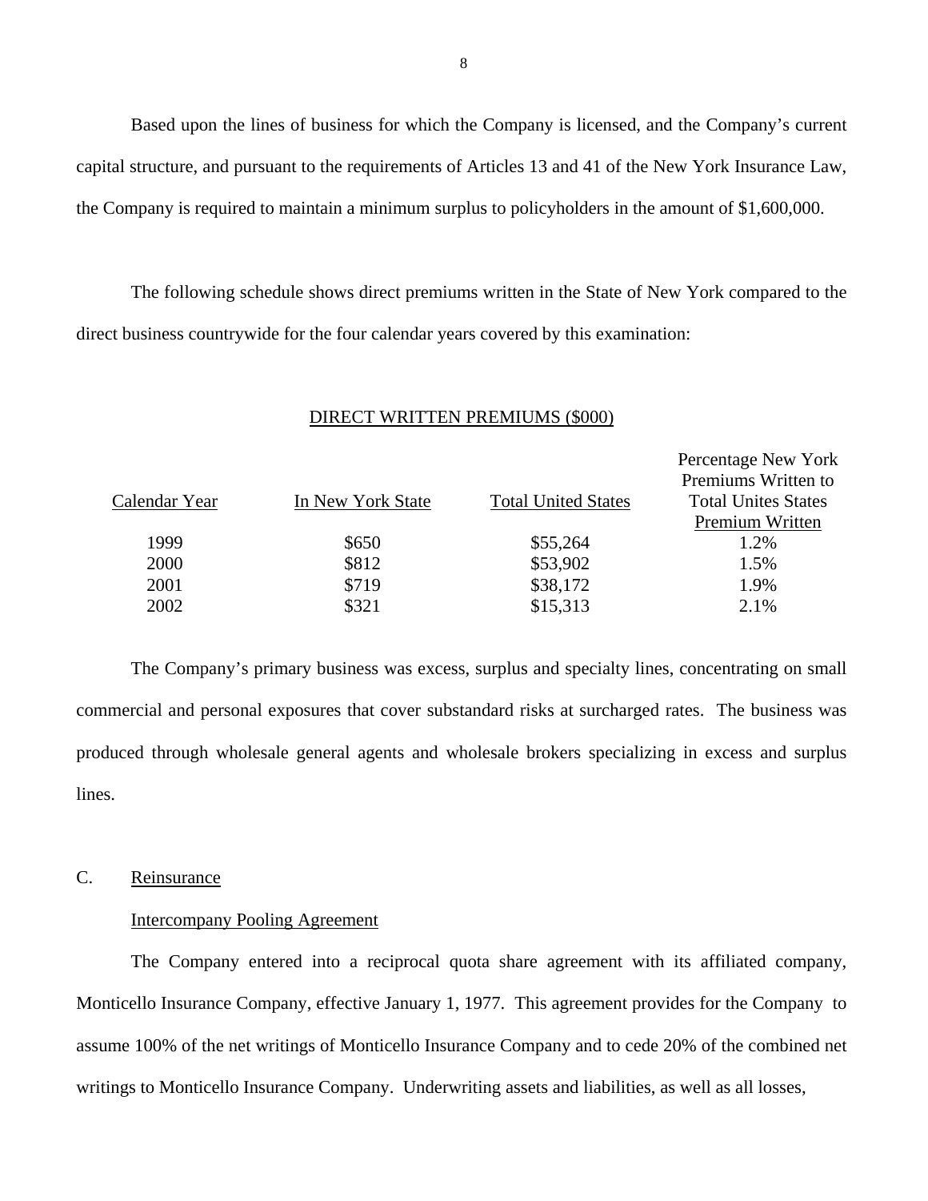Based upon the lines of business for which the Company is licensed, and the Company's current capital structure, and pursuant to the requirements of Articles 13 and 41 of the New York Insurance Law, the Company is required to maintain a minimum surplus to policyholders in the amount of $1,600,000.

The following schedule shows direct premiums written in the State of New York compared to the direct business countrywide for the four calendar years covered by this examination:

DIRECT WRITTEN PREMIUMS ($000)

| Calendar Year | In New York State | Total United States | Percentage New York Premiums Written to Total Unites States Premium Written |
|---|---|---|---|
| 1999 | $650 | $55,264 | 1.2% |
| 2000 | $812 | $53,902 | 1.5% |
| 2001 | $719 | $38,172 | 1.9% |
| 2002 | $321 | $15,313 | 2.1% |

The Company's primary business was excess, surplus and specialty lines, concentrating on small commercial and personal exposures that cover substandard risks at surcharged rates. The business was produced through wholesale general agents and wholesale brokers specializing in excess and surplus lines.

## C. Reinsurance

### Intercompany Pooling Agreement

The Company entered into a reciprocal quota share agreement with its affiliated company, Monticello Insurance Company, effective January 1, 1977. This agreement provides for the Company to assume 100% of the net writings of Monticello Insurance Company and to cede 20% of the combined net writings to Monticello Insurance Company. Underwriting assets and liabilities, as well as all losses,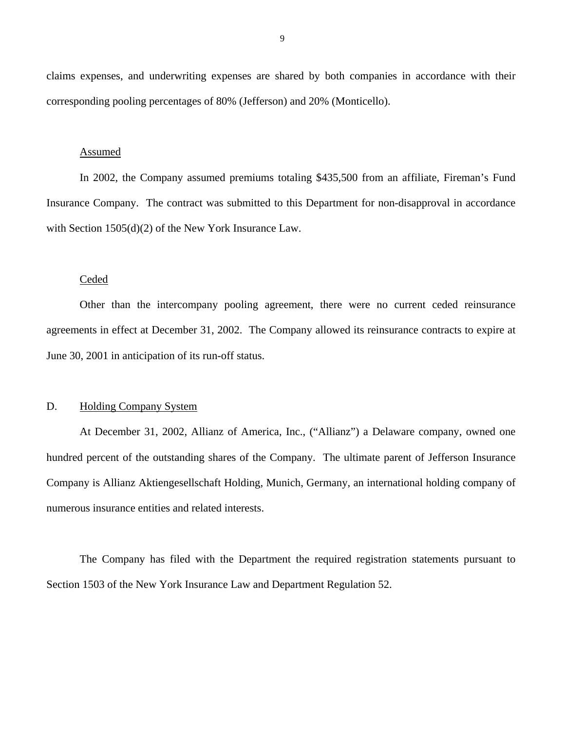claims expenses, and underwriting expenses are shared by both companies in accordance with their corresponding pooling percentages of 80% (Jefferson) and 20% (Monticello).

Assumed

In 2002, the Company assumed premiums totaling $435,500 from an affiliate, Fireman's Fund Insurance Company. The contract was submitted to this Department for non-disapproval in accordance with Section 1505(d)(2) of the New York Insurance Law.

Ceded

Other than the intercompany pooling agreement, there were no current ceded reinsurance agreements in effect at December 31, 2002. The Company allowed its reinsurance contracts to expire at June 30, 2001 in anticipation of its run-off status.

## D. Holding Company System

At December 31, 2002, Allianz of America, Inc., ("Allianz") a Delaware company, owned one hundred percent of the outstanding shares of the Company. The ultimate parent of Jefferson Insurance Company is Allianz Aktiengesellschaft Holding, Munich, Germany, an international holding company of numerous insurance entities and related interests.

The Company has filed with the Department the required registration statements pursuant to Section 1503 of the New York Insurance Law and Department Regulation 52.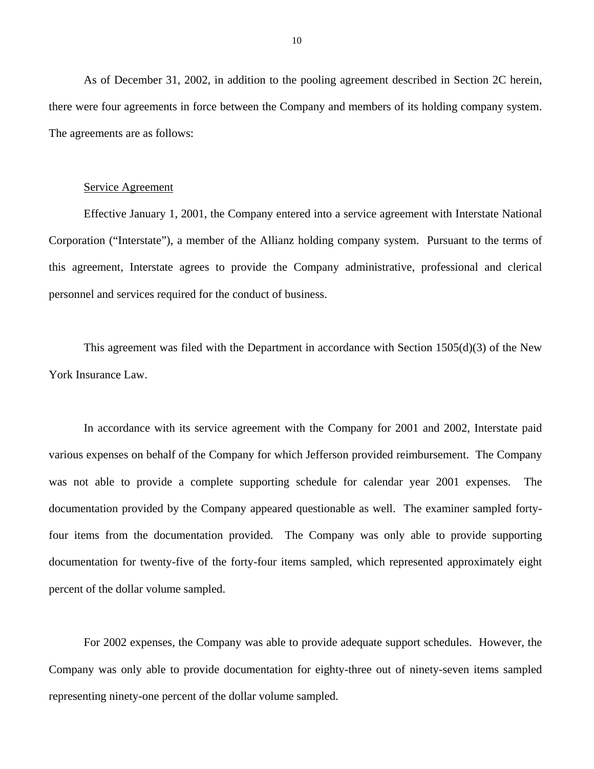As of December 31, 2002, in addition to the pooling agreement described in Section 2C herein, there were four agreements in force between the Company and members of its holding company system. The agreements are as follows:

Service Agreement

Effective January 1, 2001, the Company entered into a service agreement with Interstate National Corporation ("Interstate"), a member of the Allianz holding company system. Pursuant to the terms of this agreement, Interstate agrees to provide the Company administrative, professional and clerical personnel and services required for the conduct of business.

This agreement was filed with the Department in accordance with Section 1505(d)(3) of the New York Insurance Law.

In accordance with its service agreement with the Company for 2001 and 2002, Interstate paid various expenses on behalf of the Company for which Jefferson provided reimbursement. The Company was not able to provide a complete supporting schedule for calendar year 2001 expenses. The documentation provided by the Company appeared questionable as well. The examiner sampled forty-four items from the documentation provided. The Company was only able to provide supporting documentation for twenty-five of the forty-four items sampled, which represented approximately eight percent of the dollar volume sampled.

For 2002 expenses, the Company was able to provide adequate support schedules. However, the Company was only able to provide documentation for eighty-three out of ninety-seven items sampled representing ninety-one percent of the dollar volume sampled.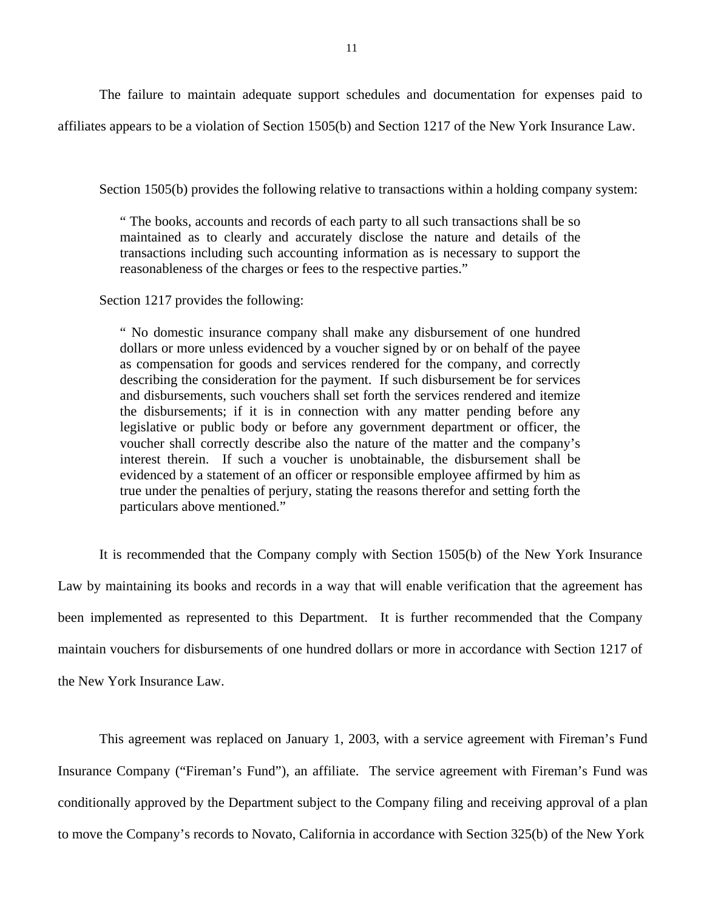The failure to maintain adequate support schedules and documentation for expenses paid to affiliates appears to be a violation of Section 1505(b) and Section 1217 of the New York Insurance Law.

Section 1505(b) provides the following relative to transactions within a holding company system:

> " The books, accounts and records of each party to all such transactions shall be so maintained as to clearly and accurately disclose the nature and details of the transactions including such accounting information as is necessary to support the reasonableness of the charges or fees to the respective parties."

Section 1217 provides the following:

> " No domestic insurance company shall make any disbursement of one hundred dollars or more unless evidenced by a voucher signed by or on behalf of the payee as compensation for goods and services rendered for the company, and correctly describing the consideration for the payment. If such disbursement be for services and disbursements, such vouchers shall set forth the services rendered and itemize the disbursements; if it is in connection with any matter pending before any legislative or public body or before any government department or officer, the voucher shall correctly describe also the nature of the matter and the company's interest therein. If such a voucher is unobtainable, the disbursement shall be evidenced by a statement of an officer or responsible employee affirmed by him as true under the penalties of perjury, stating the reasons therefor and setting forth the particulars above mentioned."

It is recommended that the Company comply with Section 1505(b) of the New York Insurance Law by maintaining its books and records in a way that will enable verification that the agreement has been implemented as represented to this Department. It is further recommended that the Company maintain vouchers for disbursements of one hundred dollars or more in accordance with Section 1217 of the New York Insurance Law.

This agreement was replaced on January 1, 2003, with a service agreement with Fireman's Fund Insurance Company ("Fireman's Fund"), an affiliate. The service agreement with Fireman's Fund was conditionally approved by the Department subject to the Company filing and receiving approval of a plan to move the Company's records to Novato, California in accordance with Section 325(b) of the New York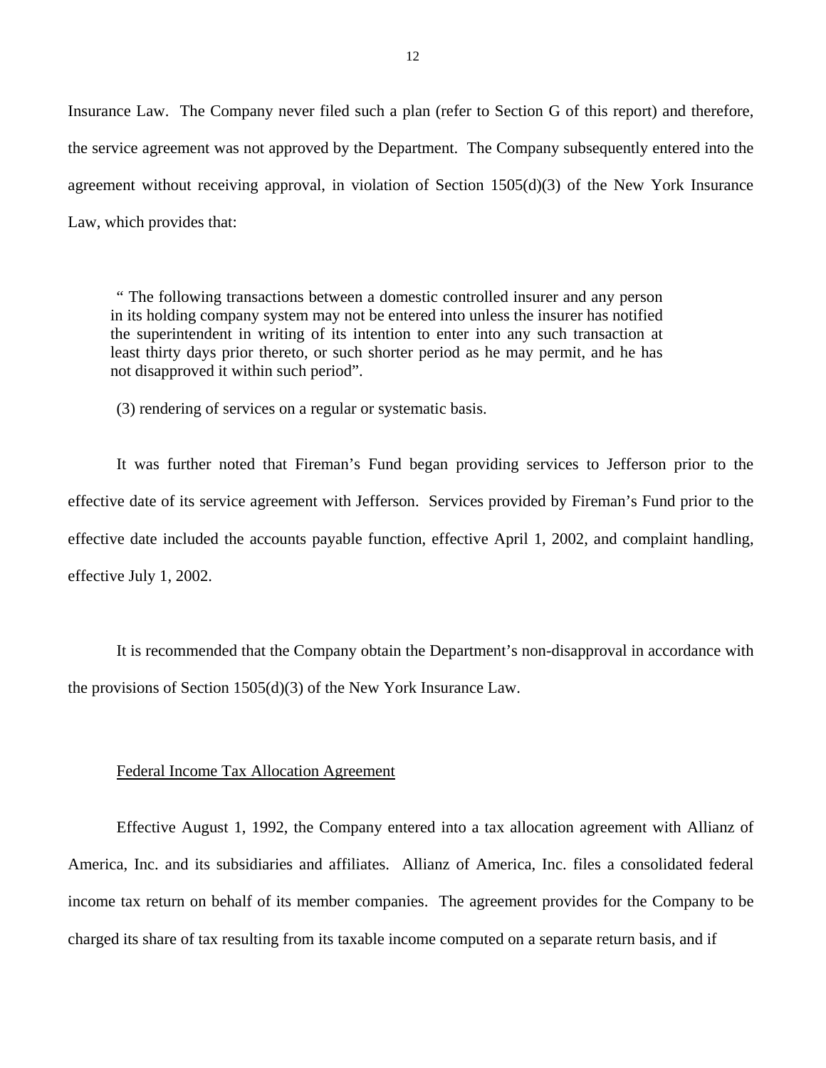Insurance Law. The Company never filed such a plan (refer to Section G of this report) and therefore, the service agreement was not approved by the Department. The Company subsequently entered into the agreement without receiving approval, in violation of Section 1505(d)(3) of the New York Insurance Law, which provides that:

> " The following transactions between a domestic controlled insurer and any person in its holding company system may not be entered into unless the insurer has notified the superintendent in writing of its intention to enter into any such transaction at least thirty days prior thereto, or such shorter period as he may permit, and he has not disapproved it within such period".
>
> (3) rendering of services on a regular or systematic basis.

It was further noted that Fireman's Fund began providing services to Jefferson prior to the effective date of its service agreement with Jefferson. Services provided by Fireman's Fund prior to the effective date included the accounts payable function, effective April 1, 2002, and complaint handling, effective July 1, 2002.

It is recommended that the Company obtain the Department's non-disapproval in accordance with the provisions of Section 1505(d)(3) of the New York Insurance Law.

<u>Federal Income Tax Allocation Agreement</u>

Effective August 1, 1992, the Company entered into a tax allocation agreement with Allianz of America, Inc. and its subsidiaries and affiliates. Allianz of America, Inc. files a consolidated federal income tax return on behalf of its member companies. The agreement provides for the Company to be charged its share of tax resulting from its taxable income computed on a separate return basis, and if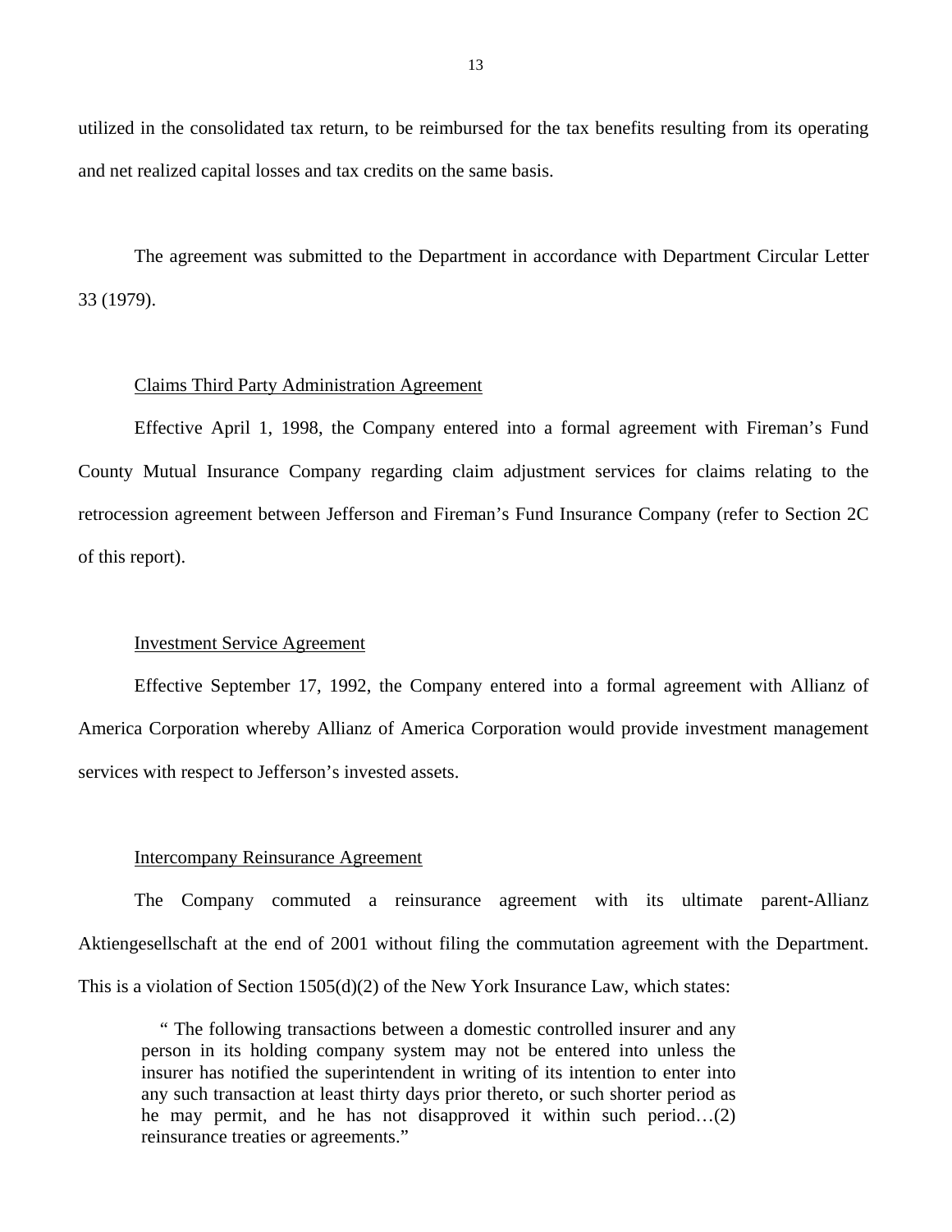utilized in the consolidated tax return, to be reimbursed for the tax benefits resulting from its operating and net realized capital losses and tax credits on the same basis.

The agreement was submitted to the Department in accordance with Department Circular Letter 33 (1979).

Claims Third Party Administration Agreement

Effective April 1, 1998, the Company entered into a formal agreement with Fireman's Fund County Mutual Insurance Company regarding claim adjustment services for claims relating to the retrocession agreement between Jefferson and Fireman's Fund Insurance Company (refer to Section 2C of this report).

Investment Service Agreement

Effective September 17, 1992, the Company entered into a formal agreement with Allianz of America Corporation whereby Allianz of America Corporation would provide investment management services with respect to Jefferson's invested assets.

Intercompany Reinsurance Agreement

The Company commuted a reinsurance agreement with its ultimate parent-Allianz Aktiengesellschaft at the end of 2001 without filing the commutation agreement with the Department. This is a violation of Section 1505(d)(2) of the New York Insurance Law, which states:

> " The following transactions between a domestic controlled insurer and any person in its holding company system may not be entered into unless the insurer has notified the superintendent in writing of its intention to enter into any such transaction at least thirty days prior thereto, or such shorter period as he may permit, and he has not disapproved it within such period…(2) reinsurance treaties or agreements."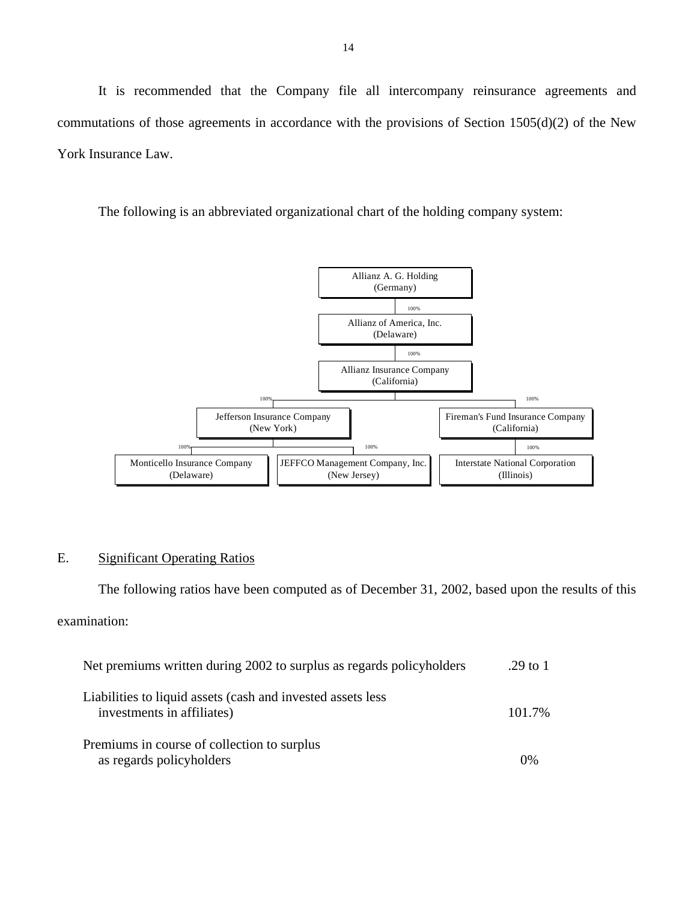It is recommended that the Company file all intercompany reinsurance agreements and commutations of those agreements in accordance with the provisions of Section 1505(d)(2) of the New York Insurance Law.

The following is an abbreviated organizational chart of the holding company system:

- Allianz A. G. Holding (Germany)
  - 100% Allianz of America, Inc. (Delaware)
    - 100% Allianz Insurance Company (California)
      - 100% Jefferson Insurance Company (New York)
        - 100% Monticello Insurance Company (Delaware)
        - 100% JEFFCO Management Company, Inc. (New Jersey)
      - 100% Fireman's Fund Insurance Company (California)
        - 100% Interstate National Corporation (Illinois)

## E. Significant Operating Ratios

The following ratios have been computed as of December 31, 2002, based upon the results of this examination:

| | |
|---|---|
| Net premiums written during 2002 to surplus as regards policyholders | .29 to 1 |
| Liabilities to liquid assets (cash and invested assets less investments in affiliates) | 101.7% |
| Premiums in course of collection to surplus as regards policyholders | 0% |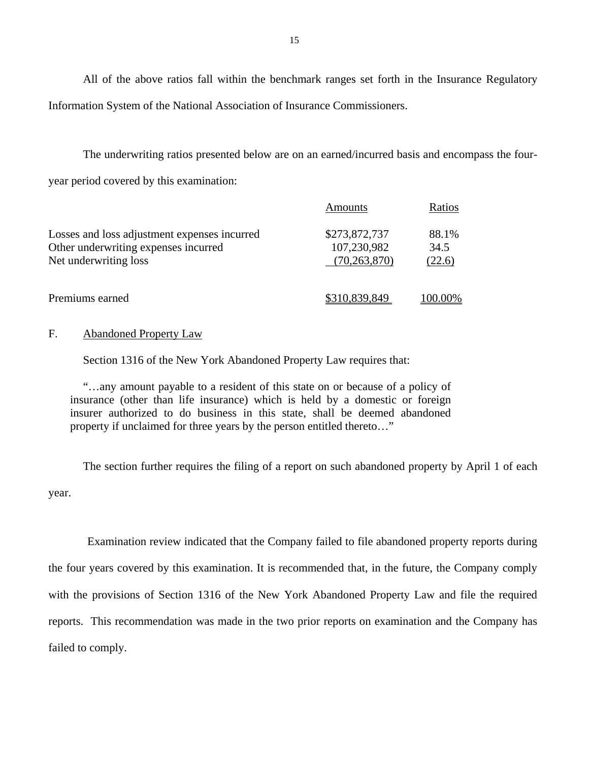All of the above ratios fall within the benchmark ranges set forth in the Insurance Regulatory Information System of the National Association of Insurance Commissioners.

The underwriting ratios presented below are on an earned/incurred basis and encompass the four-year period covered by this examination:

| | Amounts | Ratios |
|---|---|---|
| Losses and loss adjustment expenses incurred | $273,872,737 | 88.1% |
| Other underwriting expenses incurred | 107,230,982 | 34.5 |
| Net underwriting loss | (70,263,870) | (22.6) |
| Premiums earned | $310,839,849 | 100.00% |

F. Abandoned Property Law

Section 1316 of the New York Abandoned Property Law requires that:

> "…any amount payable to a resident of this state on or because of a policy of insurance (other than life insurance) which is held by a domestic or foreign insurer authorized to do business in this state, shall be deemed abandoned property if unclaimed for three years by the person entitled thereto…"

The section further requires the filing of a report on such abandoned property by April 1 of each year.

Examination review indicated that the Company failed to file abandoned property reports during the four years covered by this examination. It is recommended that, in the future, the Company comply with the provisions of Section 1316 of the New York Abandoned Property Law and file the required reports. This recommendation was made in the two prior reports on examination and the Company has failed to comply.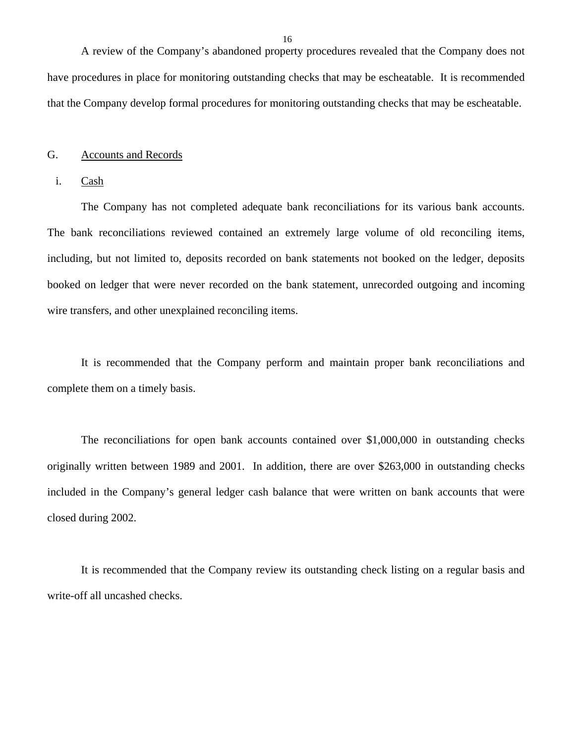A review of the Company's abandoned property procedures revealed that the Company does not have procedures in place for monitoring outstanding checks that may be escheatable. It is recommended that the Company develop formal procedures for monitoring outstanding checks that may be escheatable.

## G. Accounts and Records

### i. Cash

The Company has not completed adequate bank reconciliations for its various bank accounts. The bank reconciliations reviewed contained an extremely large volume of old reconciling items, including, but not limited to, deposits recorded on bank statements not booked on the ledger, deposits booked on ledger that were never recorded on the bank statement, unrecorded outgoing and incoming wire transfers, and other unexplained reconciling items.

It is recommended that the Company perform and maintain proper bank reconciliations and complete them on a timely basis.

The reconciliations for open bank accounts contained over $1,000,000 in outstanding checks originally written between 1989 and 2001. In addition, there are over $263,000 in outstanding checks included in the Company's general ledger cash balance that were written on bank accounts that were closed during 2002.

It is recommended that the Company review its outstanding check listing on a regular basis and write-off all uncashed checks.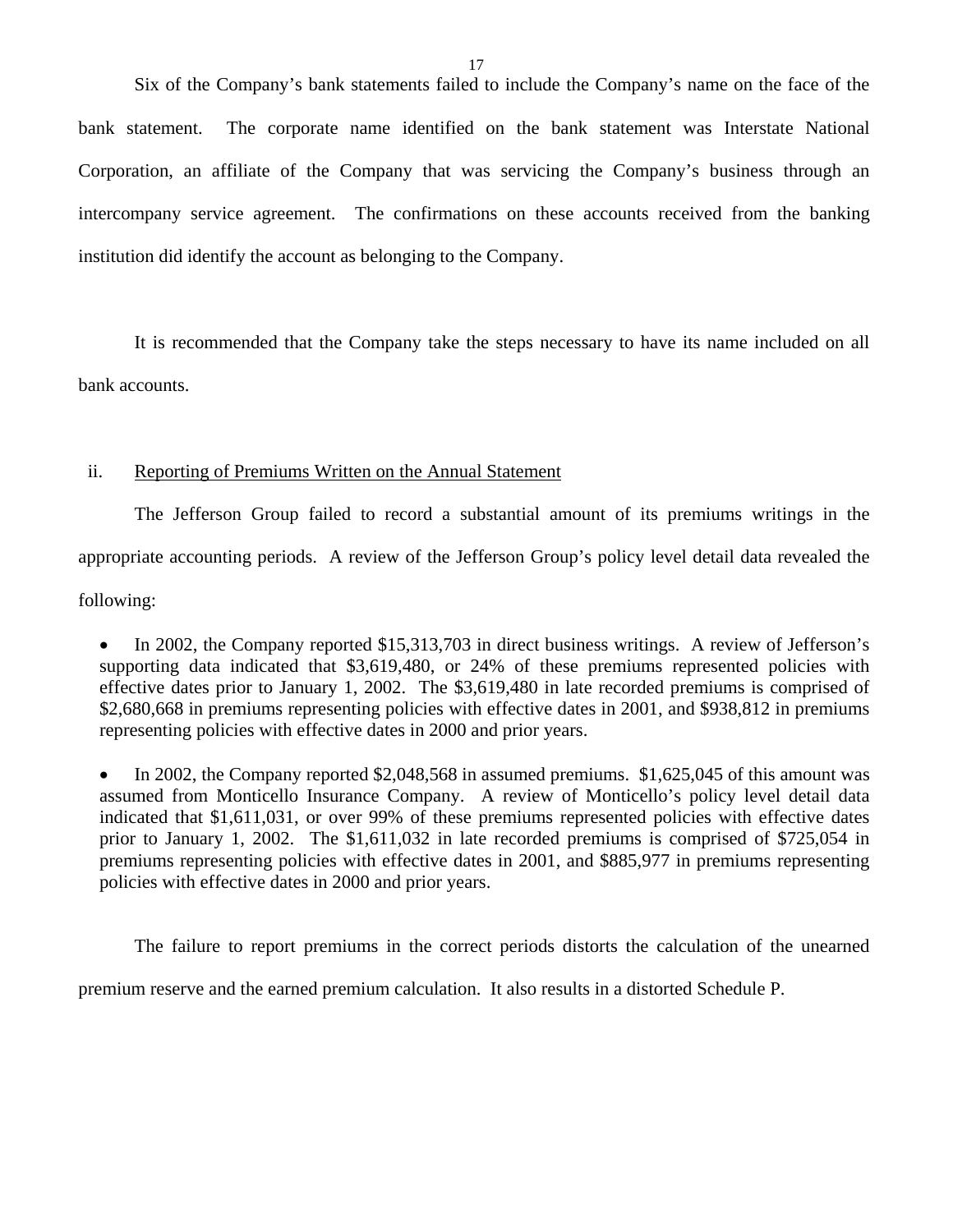Six of the Company's bank statements failed to include the Company's name on the face of the bank statement. The corporate name identified on the bank statement was Interstate National Corporation, an affiliate of the Company that was servicing the Company's business through an intercompany service agreement. The confirmations on these accounts received from the banking institution did identify the account as belonging to the Company.

It is recommended that the Company take the steps necessary to have its name included on all bank accounts.

ii. Reporting of Premiums Written on the Annual Statement

The Jefferson Group failed to record a substantial amount of its premiums writings in the appropriate accounting periods. A review of the Jefferson Group's policy level detail data revealed the following:

- In 2002, the Company reported $15,313,703 in direct business writings. A review of Jefferson's supporting data indicated that $3,619,480, or 24% of these premiums represented policies with effective dates prior to January 1, 2002. The $3,619,480 in late recorded premiums is comprised of $2,680,668 in premiums representing policies with effective dates in 2001, and $938,812 in premiums representing policies with effective dates in 2000 and prior years.

- In 2002, the Company reported $2,048,568 in assumed premiums. $1,625,045 of this amount was assumed from Monticello Insurance Company. A review of Monticello's policy level detail data indicated that $1,611,031, or over 99% of these premiums represented policies with effective dates prior to January 1, 2002. The $1,611,032 in late recorded premiums is comprised of $725,054 in premiums representing policies with effective dates in 2001, and $885,977 in premiums representing policies with effective dates in 2000 and prior years.

The failure to report premiums in the correct periods distorts the calculation of the unearned premium reserve and the earned premium calculation. It also results in a distorted Schedule P.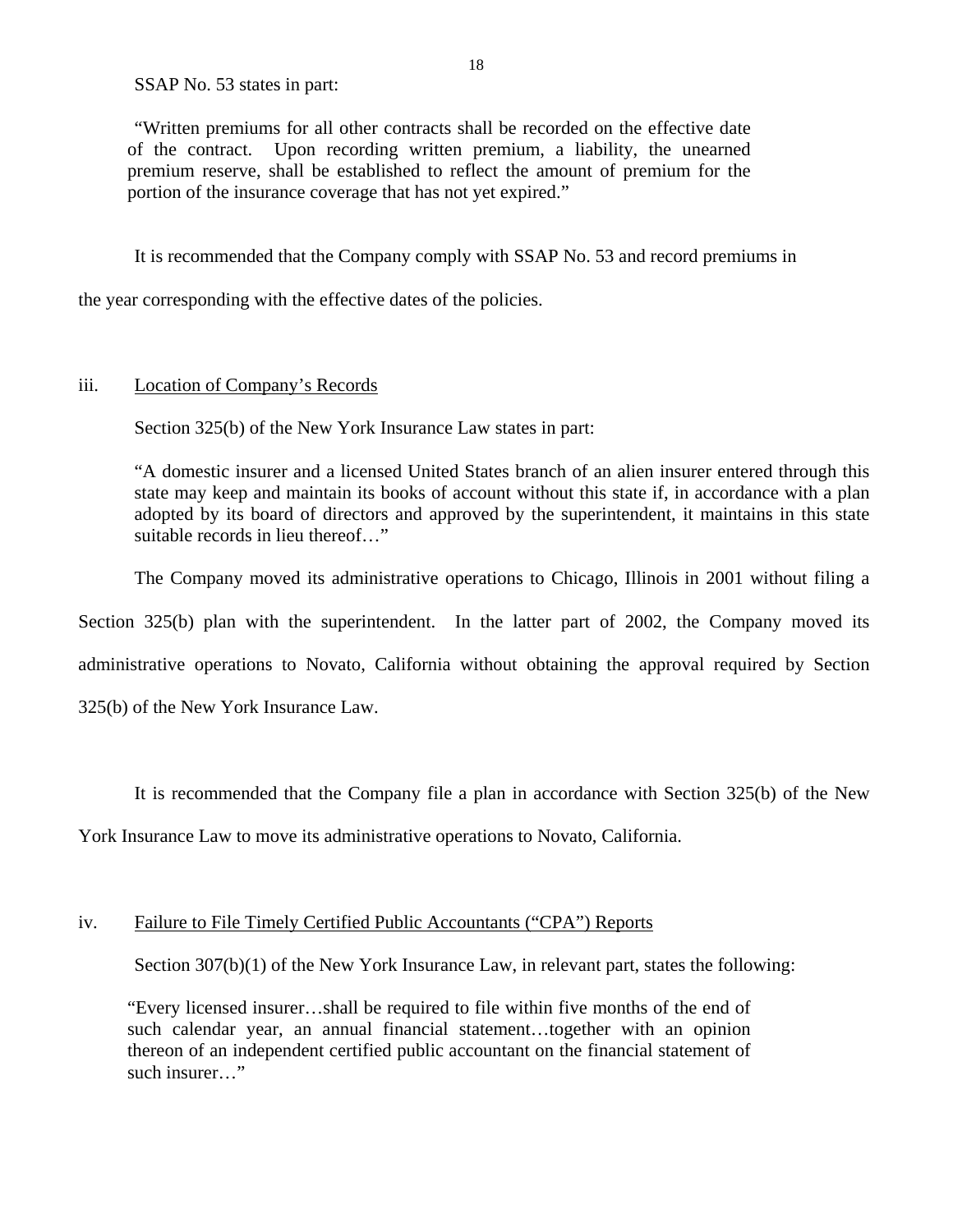SSAP No. 53 states in part:

> "Written premiums for all other contracts shall be recorded on the effective date of the contract. Upon recording written premium, a liability, the unearned premium reserve, shall be established to reflect the amount of premium for the portion of the insurance coverage that has not yet expired."

It is recommended that the Company comply with SSAP No. 53 and record premiums in the year corresponding with the effective dates of the policies.

iii. Location of Company's Records

Section 325(b) of the New York Insurance Law states in part:

> "A domestic insurer and a licensed United States branch of an alien insurer entered through this state may keep and maintain its books of account without this state if, in accordance with a plan adopted by its board of directors and approved by the superintendent, it maintains in this state suitable records in lieu thereof…"

The Company moved its administrative operations to Chicago, Illinois in 2001 without filing a Section 325(b) plan with the superintendent. In the latter part of 2002, the Company moved its administrative operations to Novato, California without obtaining the approval required by Section 325(b) of the New York Insurance Law.

It is recommended that the Company file a plan in accordance with Section 325(b) of the New York Insurance Law to move its administrative operations to Novato, California.

iv. Failure to File Timely Certified Public Accountants ("CPA") Reports

Section 307(b)(1) of the New York Insurance Law, in relevant part, states the following:

> "Every licensed insurer…shall be required to file within five months of the end of such calendar year, an annual financial statement…together with an opinion thereon of an independent certified public accountant on the financial statement of such insurer…"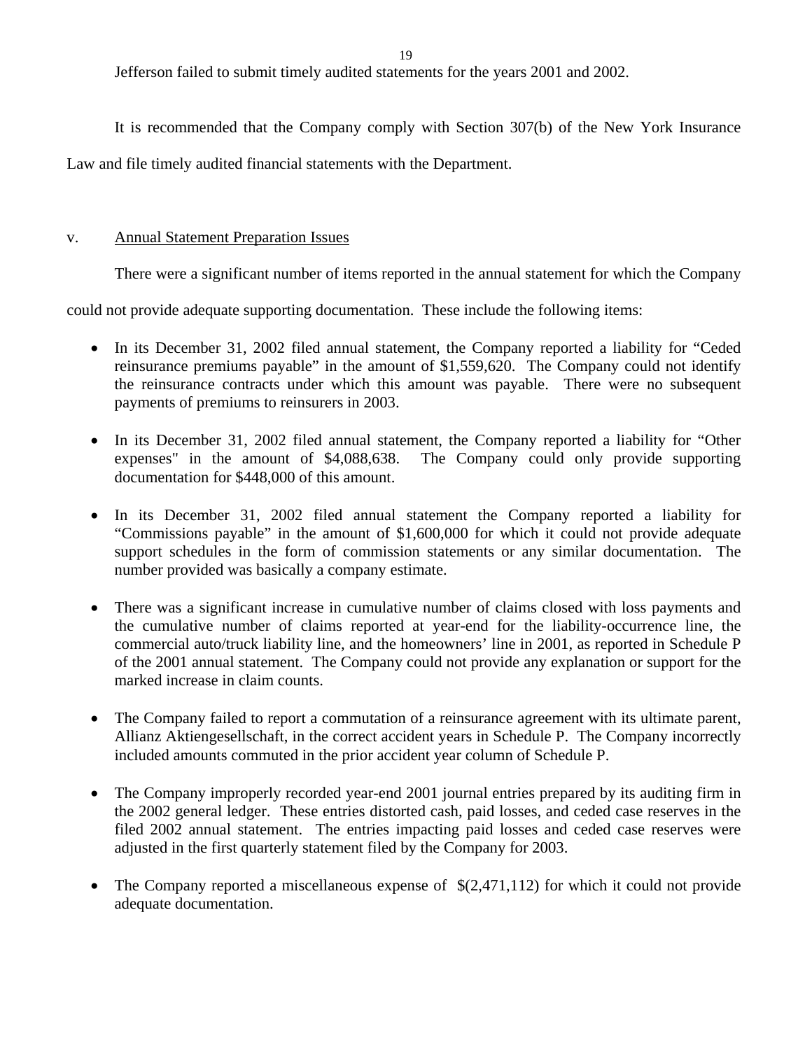Jefferson failed to submit timely audited statements for the years 2001 and 2002.

It is recommended that the Company comply with Section 307(b) of the New York Insurance Law and file timely audited financial statements with the Department.

v. Annual Statement Preparation Issues

There were a significant number of items reported in the annual statement for which the Company could not provide adequate supporting documentation. These include the following items:

- In its December 31, 2002 filed annual statement, the Company reported a liability for "Ceded reinsurance premiums payable" in the amount of $1,559,620. The Company could not identify the reinsurance contracts under which this amount was payable. There were no subsequent payments of premiums to reinsurers in 2003.

- In its December 31, 2002 filed annual statement, the Company reported a liability for "Other expenses" in the amount of $4,088,638. The Company could only provide supporting documentation for $448,000 of this amount.

- In its December 31, 2002 filed annual statement the Company reported a liability for "Commissions payable" in the amount of $1,600,000 for which it could not provide adequate support schedules in the form of commission statements or any similar documentation. The number provided was basically a company estimate.

- There was a significant increase in cumulative number of claims closed with loss payments and the cumulative number of claims reported at year-end for the liability-occurrence line, the commercial auto/truck liability line, and the homeowners' line in 2001, as reported in Schedule P of the 2001 annual statement. The Company could not provide any explanation or support for the marked increase in claim counts.

- The Company failed to report a commutation of a reinsurance agreement with its ultimate parent, Allianz Aktiengesellschaft, in the correct accident years in Schedule P. The Company incorrectly included amounts commuted in the prior accident year column of Schedule P.

- The Company improperly recorded year-end 2001 journal entries prepared by its auditing firm in the 2002 general ledger. These entries distorted cash, paid losses, and ceded case reserves in the filed 2002 annual statement. The entries impacting paid losses and ceded case reserves were adjusted in the first quarterly statement filed by the Company for 2003.

- The Company reported a miscellaneous expense of $(2,471,112) for which it could not provide adequate documentation.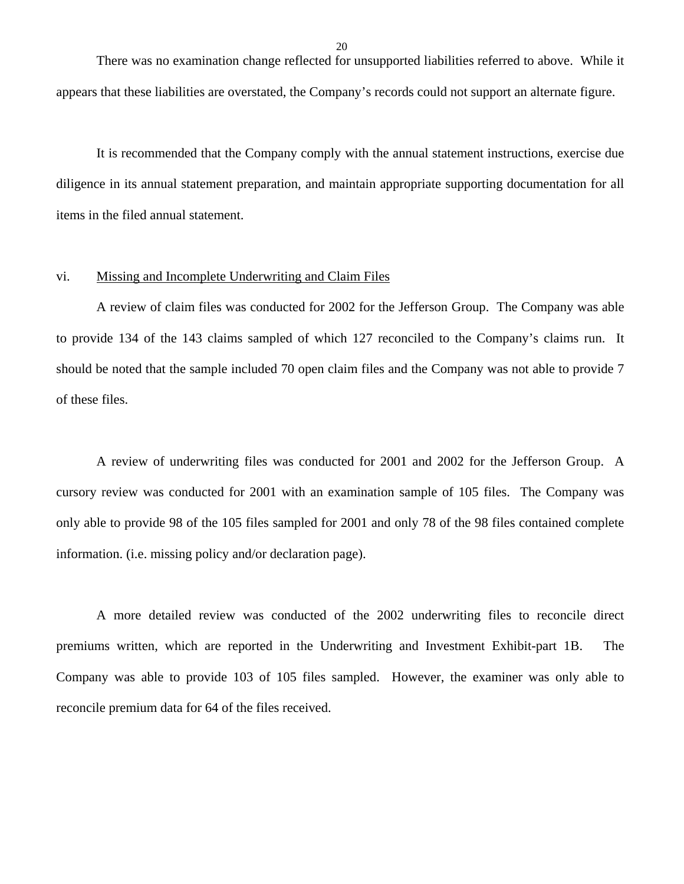There was no examination change reflected for unsupported liabilities referred to above. While it appears that these liabilities are overstated, the Company's records could not support an alternate figure.

It is recommended that the Company comply with the annual statement instructions, exercise due diligence in its annual statement preparation, and maintain appropriate supporting documentation for all items in the filed annual statement.

vi. Missing and Incomplete Underwriting and Claim Files

A review of claim files was conducted for 2002 for the Jefferson Group. The Company was able to provide 134 of the 143 claims sampled of which 127 reconciled to the Company's claims run. It should be noted that the sample included 70 open claim files and the Company was not able to provide 7 of these files.

A review of underwriting files was conducted for 2001 and 2002 for the Jefferson Group. A cursory review was conducted for 2001 with an examination sample of 105 files. The Company was only able to provide 98 of the 105 files sampled for 2001 and only 78 of the 98 files contained complete information. (i.e. missing policy and/or declaration page).

A more detailed review was conducted of the 2002 underwriting files to reconcile direct premiums written, which are reported in the Underwriting and Investment Exhibit-part 1B. The Company was able to provide 103 of 105 files sampled. However, the examiner was only able to reconcile premium data for 64 of the files received.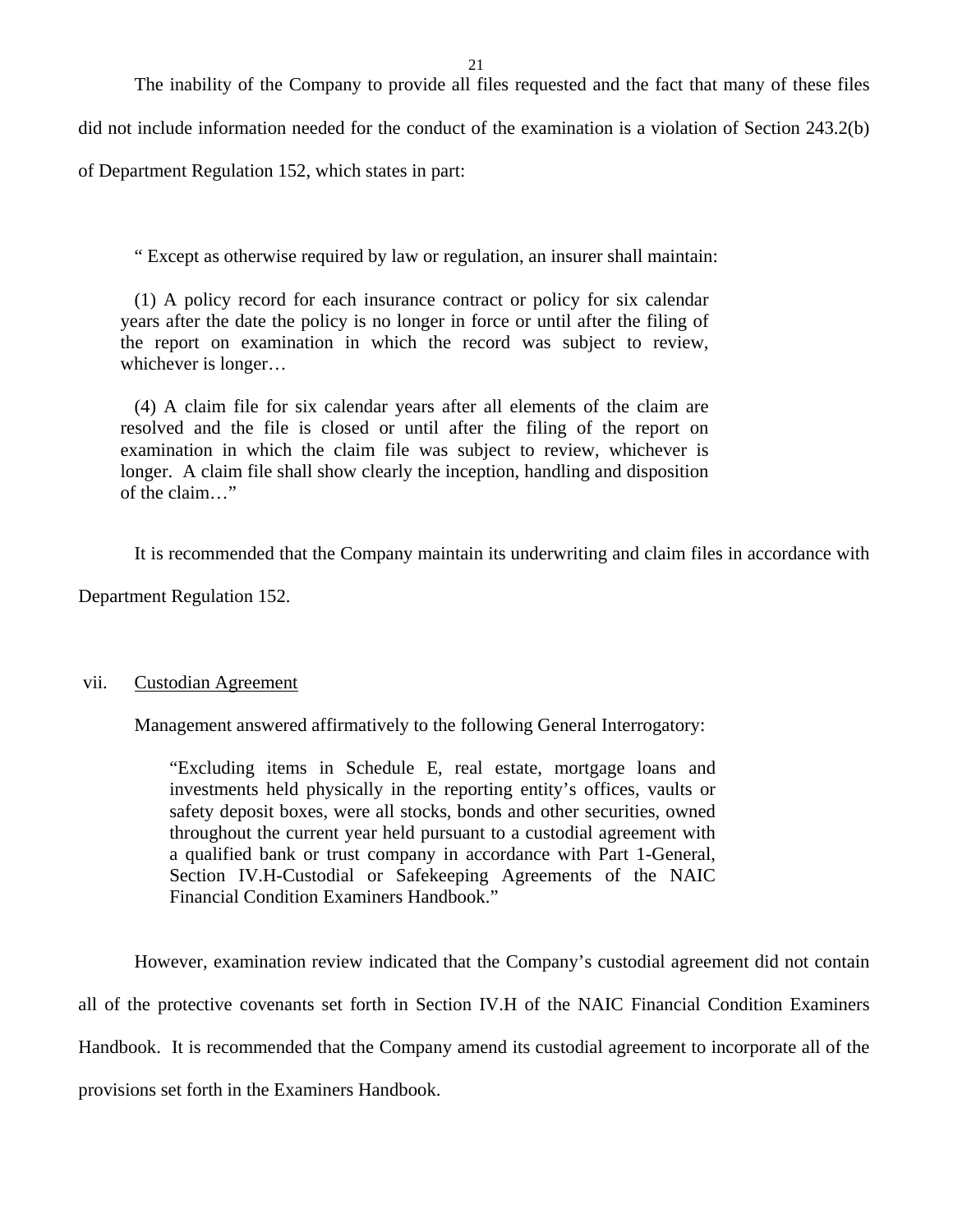The inability of the Company to provide all files requested and the fact that many of these files did not include information needed for the conduct of the examination is a violation of Section 243.2(b) of Department Regulation 152, which states in part:

> " Except as otherwise required by law or regulation, an insurer shall maintain:
>
> (1) A policy record for each insurance contract or policy for six calendar years after the date the policy is no longer in force or until after the filing of the report on examination in which the record was subject to review, whichever is longer…
>
> (4) A claim file for six calendar years after all elements of the claim are resolved and the file is closed or until after the filing of the report on examination in which the claim file was subject to review, whichever is longer. A claim file shall show clearly the inception, handling and disposition of the claim…"

It is recommended that the Company maintain its underwriting and claim files in accordance with Department Regulation 152.

vii. Custodian Agreement

Management answered affirmatively to the following General Interrogatory:

> "Excluding items in Schedule E, real estate, mortgage loans and investments held physically in the reporting entity's offices, vaults or safety deposit boxes, were all stocks, bonds and other securities, owned throughout the current year held pursuant to a custodial agreement with a qualified bank or trust company in accordance with Part 1-General, Section IV.H-Custodial or Safekeeping Agreements of the NAIC Financial Condition Examiners Handbook."

However, examination review indicated that the Company's custodial agreement did not contain all of the protective covenants set forth in Section IV.H of the NAIC Financial Condition Examiners Handbook. It is recommended that the Company amend its custodial agreement to incorporate all of the provisions set forth in the Examiners Handbook.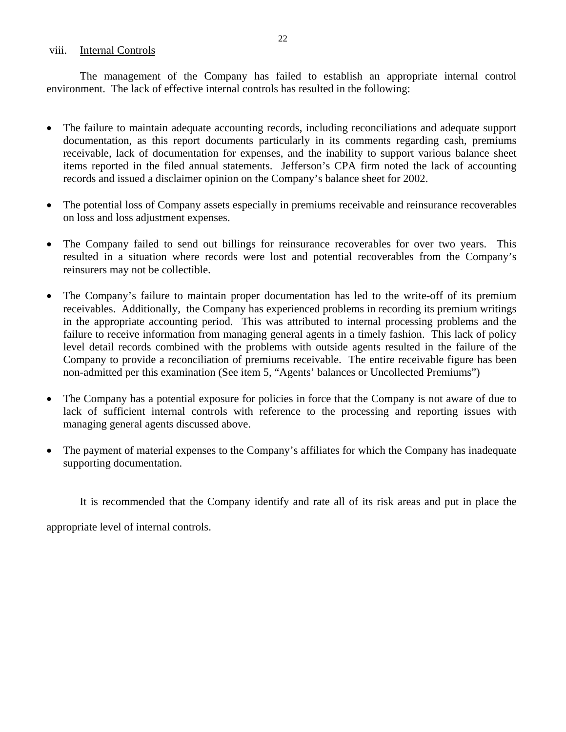viii. Internal Controls

The management of the Company has failed to establish an appropriate internal control environment. The lack of effective internal controls has resulted in the following:

- The failure to maintain adequate accounting records, including reconciliations and adequate support documentation, as this report documents particularly in its comments regarding cash, premiums receivable, lack of documentation for expenses, and the inability to support various balance sheet items reported in the filed annual statements. Jefferson's CPA firm noted the lack of accounting records and issued a disclaimer opinion on the Company's balance sheet for 2002.
- The potential loss of Company assets especially in premiums receivable and reinsurance recoverables on loss and loss adjustment expenses.
- The Company failed to send out billings for reinsurance recoverables for over two years. This resulted in a situation where records were lost and potential recoverables from the Company's reinsurers may not be collectible.
- The Company's failure to maintain proper documentation has led to the write-off of its premium receivables. Additionally, the Company has experienced problems in recording its premium writings in the appropriate accounting period. This was attributed to internal processing problems and the failure to receive information from managing general agents in a timely fashion. This lack of policy level detail records combined with the problems with outside agents resulted in the failure of the Company to provide a reconciliation of premiums receivable. The entire receivable figure has been non-admitted per this examination (See item 5, "Agents' balances or Uncollected Premiums")
- The Company has a potential exposure for policies in force that the Company is not aware of due to lack of sufficient internal controls with reference to the processing and reporting issues with managing general agents discussed above.
- The payment of material expenses to the Company's affiliates for which the Company has inadequate supporting documentation.

It is recommended that the Company identify and rate all of its risk areas and put in place the appropriate level of internal controls.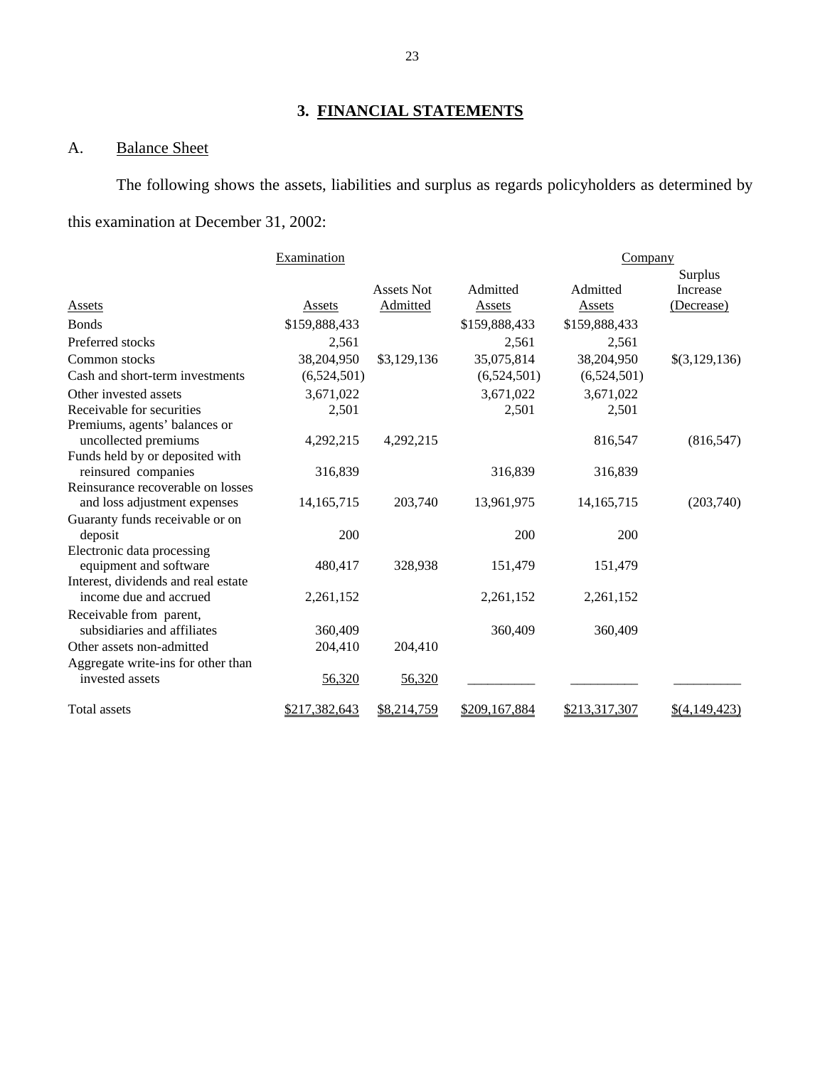## 3. FINANCIAL STATEMENTS

### A. Balance Sheet

The following shows the assets, liabilities and surplus as regards policyholders as determined by this examination at December 31, 2002:

| | Examination | | | Company | |
|---|---|---|---|---|---|
| Assets | Assets | Assets Not Admitted | Admitted Assets | Admitted Assets | Surplus Increase (Decrease) |
| Bonds | $159,888,433 | | $159,888,433 | $159,888,433 | |
| Preferred stocks | 2,561 | | 2,561 | 2,561 | |
| Common stocks | 38,204,950 | $3,129,136 | 35,075,814 | 38,204,950 | $(3,129,136) |
| Cash and short-term investments | (6,524,501) | | (6,524,501) | (6,524,501) | |
| Other invested assets | 3,671,022 | | 3,671,022 | 3,671,022 | |
| Receivable for securities | 2,501 | | 2,501 | 2,501 | |
| Premiums, agents' balances or uncollected premiums | 4,292,215 | 4,292,215 | | 816,547 | (816,547) |
| Funds held by or deposited with reinsured companies | 316,839 | | 316,839 | 316,839 | |
| Reinsurance recoverable on losses and loss adjustment expenses | 14,165,715 | 203,740 | 13,961,975 | 14,165,715 | (203,740) |
| Guaranty funds receivable or on deposit | 200 | | 200 | 200 | |
| Electronic data processing equipment and software | 480,417 | 328,938 | 151,479 | 151,479 | |
| Interest, dividends and real estate income due and accrued | 2,261,152 | | 2,261,152 | 2,261,152 | |
| Receivable from parent, subsidiaries and affiliates | 360,409 | | 360,409 | 360,409 | |
| Other assets non-admitted | 204,410 | 204,410 | | | |
| Aggregate write-ins for other than invested assets | 56,320 | 56,320 | | | |
| Total assets | $217,382,643 | $8,214,759 | $209,167,884 | $213,317,307 | $(4,149,423) |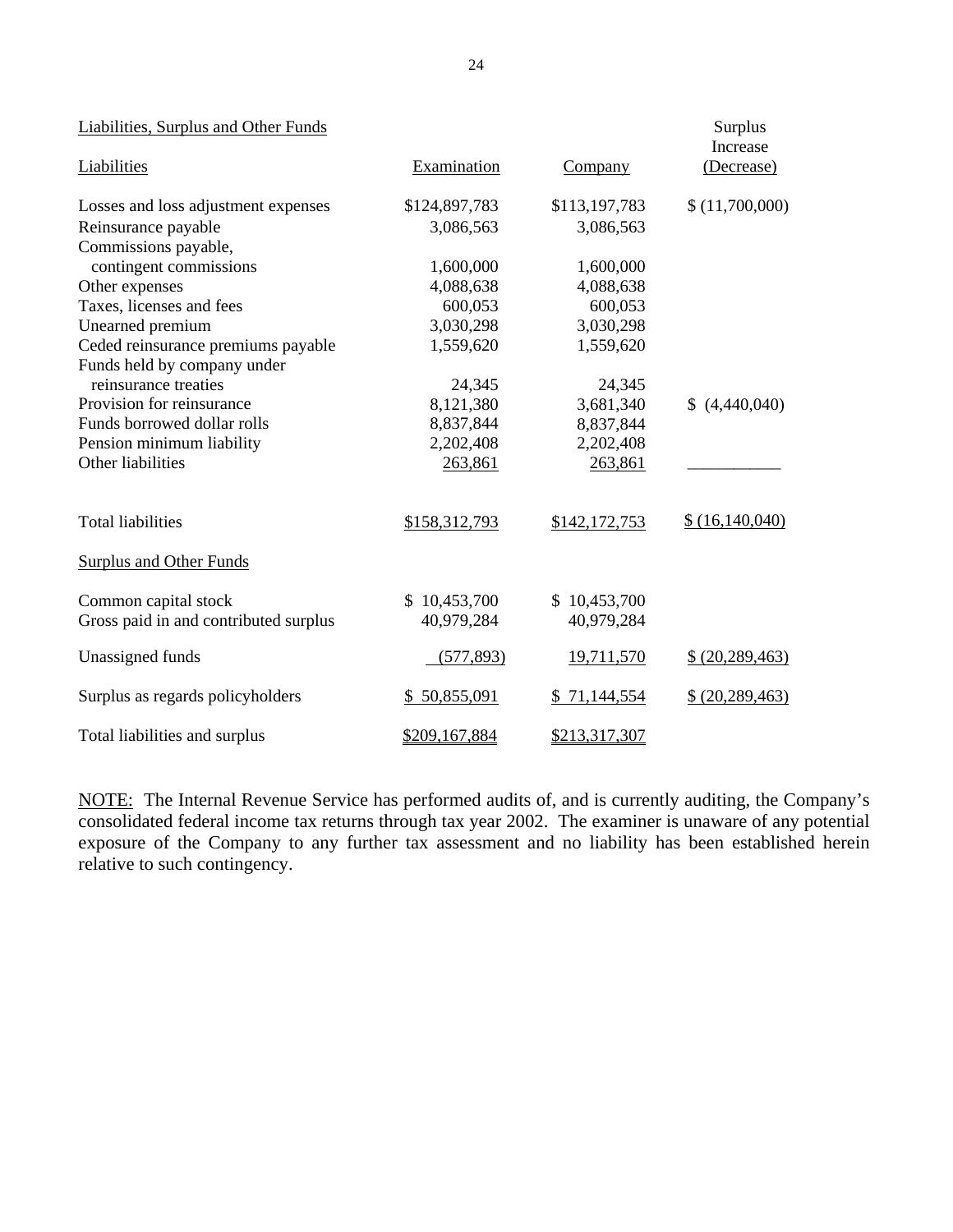| Liabilities, Surplus and Other Funds | | | Surplus |
|---|---|---|---|
| Liabilities | Examination | Company | Increase (Decrease) |
| Losses and loss adjustment expenses | $124,897,783 | $113,197,783 | $ (11,700,000) |
| Reinsurance payable | 3,086,563 | 3,086,563 | |
| Commissions payable, contingent commissions | 1,600,000 | 1,600,000 | |
| Other expenses | 4,088,638 | 4,088,638 | |
| Taxes, licenses and fees | 600,053 | 600,053 | |
| Unearned premium | 3,030,298 | 3,030,298 | |
| Ceded reinsurance premiums payable | 1,559,620 | 1,559,620 | |
| Funds held by company under reinsurance treaties | 24,345 | 24,345 | |
| Provision for reinsurance | 8,121,380 | 3,681,340 | $ (4,440,040) |
| Funds borrowed dollar rolls | 8,837,844 | 8,837,844 | |
| Pension minimum liability | 2,202,408 | 2,202,408 | |
| Other liabilities | 263,861 | 263,861 | |
| Total liabilities | $158,312,793 | $142,172,753 | $ (16,140,040) |
| Surplus and Other Funds | | | |
| Common capital stock | $ 10,453,700 | $ 10,453,700 | |
| Gross paid in and contributed surplus | 40,979,284 | 40,979,284 | |
| Unassigned funds | (577,893) | 19,711,570 | $ (20,289,463) |
| Surplus as regards policyholders | $ 50,855,091 | $ 71,144,554 | $ (20,289,463) |
| Total liabilities and surplus | $209,167,884 | $213,317,307 | |

NOTE: The Internal Revenue Service has performed audits of, and is currently auditing, the Company's consolidated federal income tax returns through tax year 2002. The examiner is unaware of any potential exposure of the Company to any further tax assessment and no liability has been established herein relative to such contingency.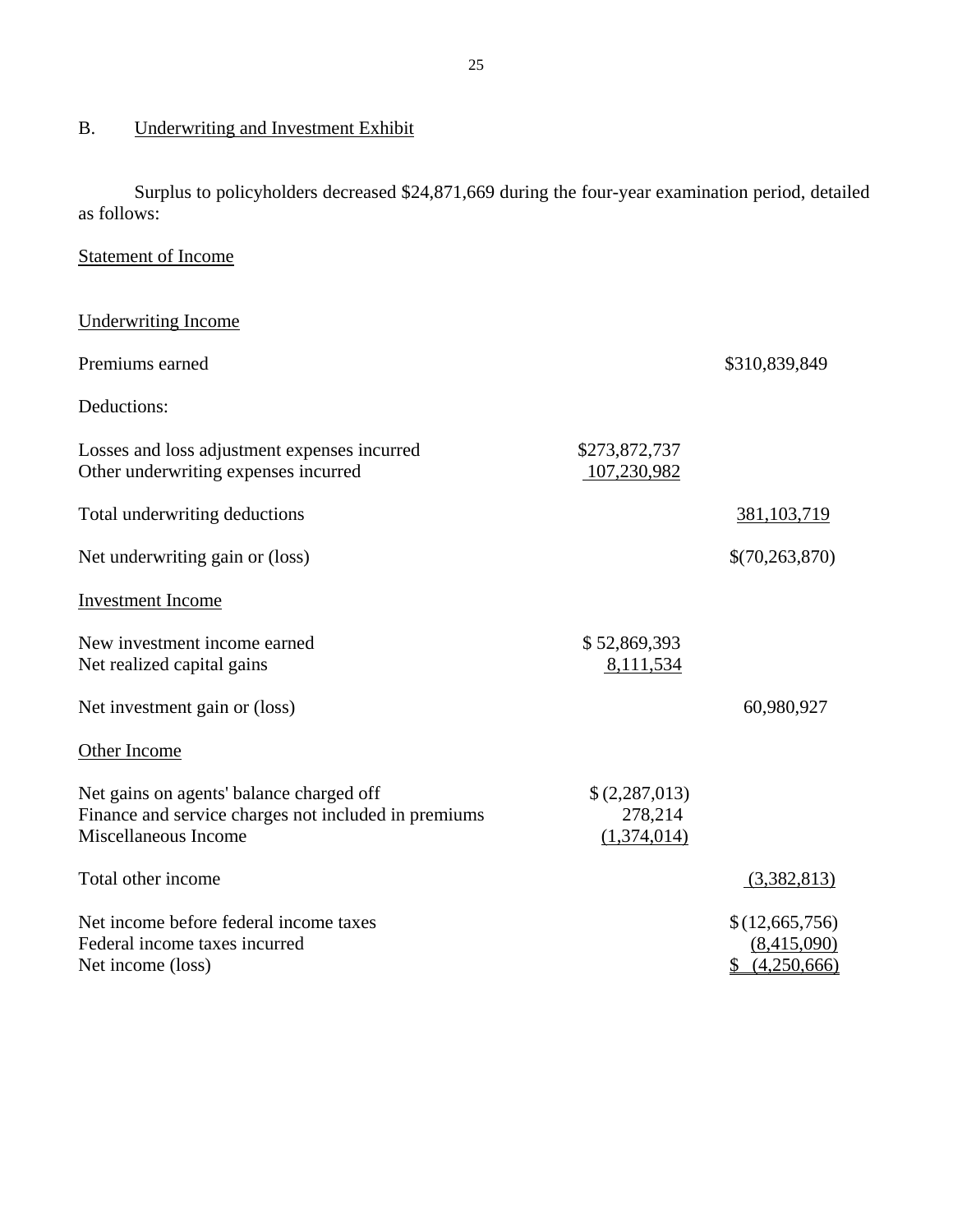## B. Underwriting and Investment Exhibit

Surplus to policyholders decreased $24,871,669 during the four-year examination period, detailed as follows:

Statement of Income

| | | |
|---|---|---|
| Underwriting Income | | |
| Premiums earned | | $310,839,849 |
| Deductions: | | |
| Losses and loss adjustment expenses incurred | $273,872,737 | |
| Other underwriting expenses incurred | 107,230,982 | |
| Total underwriting deductions | | 381,103,719 |
| Net underwriting gain or (loss) | | $(70,263,870) |
| Investment Income | | |
| New investment income earned | $ 52,869,393 | |
| Net realized capital gains | 8,111,534 | |
| Net investment gain or (loss) | | 60,980,927 |
| Other Income | | |
| Net gains on agents' balance charged off | $ (2,287,013) | |
| Finance and service charges not included in premiums | 278,214 | |
| Miscellaneous Income | (1,374,014) | |
| Total other income | | (3,382,813) |
| Net income before federal income taxes | | $ (12,665,756) |
| Federal income taxes incurred | | (8,415,090) |
| Net income (loss) | | $ (4,250,666) |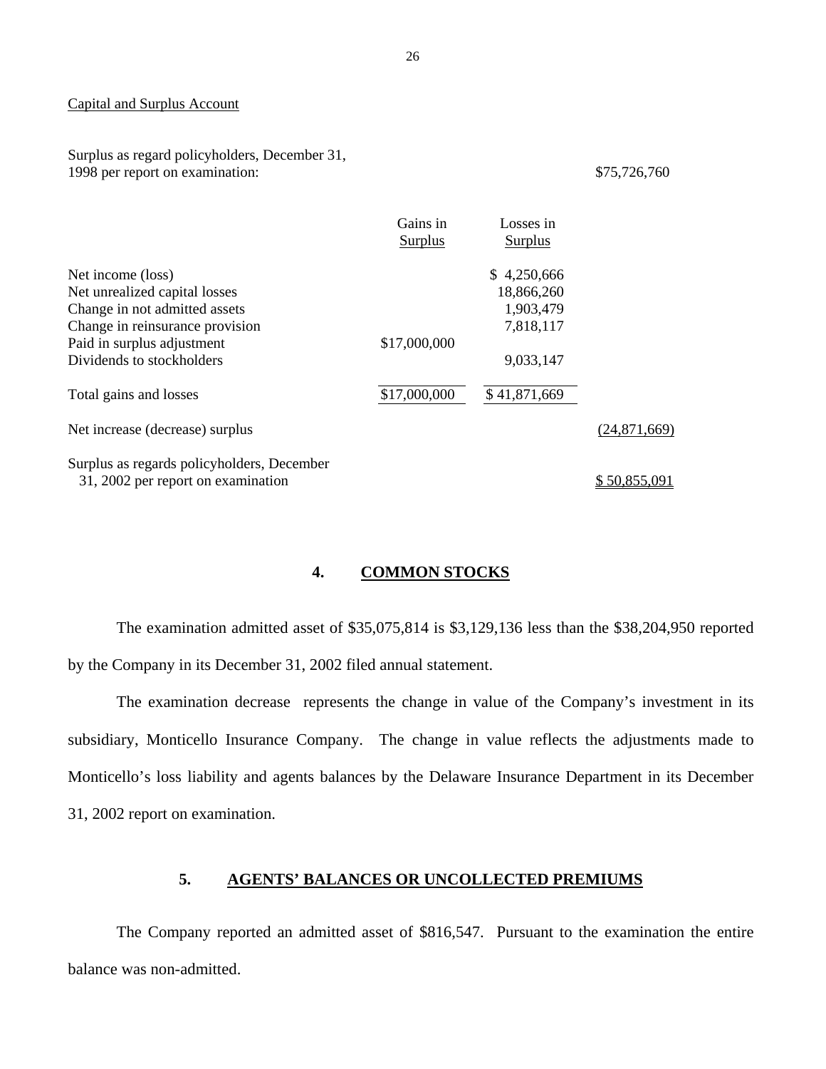Capital and Surplus Account

| | Gains in Surplus | Losses in Surplus | |
|---|---|---|---|
| Surplus as regard policyholders, December 31, 1998 per report on examination: | | | $75,726,760 |
| Net income (loss) | | $ 4,250,666 | |
| Net unrealized capital losses | | 18,866,260 | |
| Change in not admitted assets | | 1,903,479 | |
| Change in reinsurance provision | | 7,818,117 | |
| Paid in surplus adjustment | $17,000,000 | | |
| Dividends to stockholders | | 9,033,147 | |
| Total gains and losses | $17,000,000 | $ 41,871,669 | |
| Net increase (decrease) surplus | | | (24,871,669) |
| Surplus as regards policyholders, December 31, 2002 per report on examination | | | $ 50,855,091 |

## 4. COMMON STOCKS

The examination admitted asset of $35,075,814 is $3,129,136 less than the $38,204,950 reported by the Company in its December 31, 2002 filed annual statement.

The examination decrease represents the change in value of the Company's investment in its subsidiary, Monticello Insurance Company. The change in value reflects the adjustments made to Monticello's loss liability and agents balances by the Delaware Insurance Department in its December 31, 2002 report on examination.

## 5. AGENTS' BALANCES OR UNCOLLECTED PREMIUMS

The Company reported an admitted asset of $816,547. Pursuant to the examination the entire balance was non-admitted.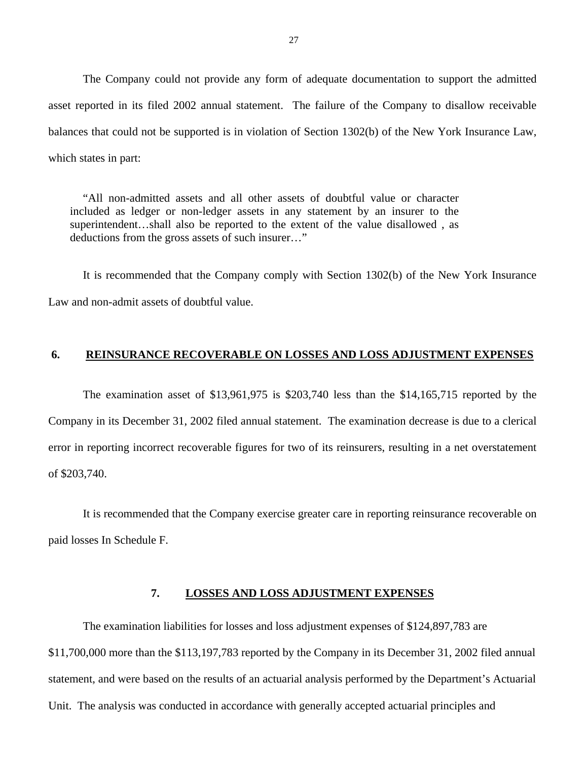The Company could not provide any form of adequate documentation to support the admitted asset reported in its filed 2002 annual statement. The failure of the Company to disallow receivable balances that could not be supported is in violation of Section 1302(b) of the New York Insurance Law, which states in part:

> "All non-admitted assets and all other assets of doubtful value or character included as ledger or non-ledger assets in any statement by an insurer to the superintendent…shall also be reported to the extent of the value disallowed , as deductions from the gross assets of such insurer…"

It is recommended that the Company comply with Section 1302(b) of the New York Insurance Law and non-admit assets of doubtful value.

## 6. REINSURANCE RECOVERABLE ON LOSSES AND LOSS ADJUSTMENT EXPENSES

The examination asset of $13,961,975 is $203,740 less than the $14,165,715 reported by the Company in its December 31, 2002 filed annual statement. The examination decrease is due to a clerical error in reporting incorrect recoverable figures for two of its reinsurers, resulting in a net overstatement of $203,740.

It is recommended that the Company exercise greater care in reporting reinsurance recoverable on paid losses In Schedule F.

## 7. LOSSES AND LOSS ADJUSTMENT EXPENSES

The examination liabilities for losses and loss adjustment expenses of $124,897,783 are $11,700,000 more than the $113,197,783 reported by the Company in its December 31, 2002 filed annual statement, and were based on the results of an actuarial analysis performed by the Department's Actuarial Unit. The analysis was conducted in accordance with generally accepted actuarial principles and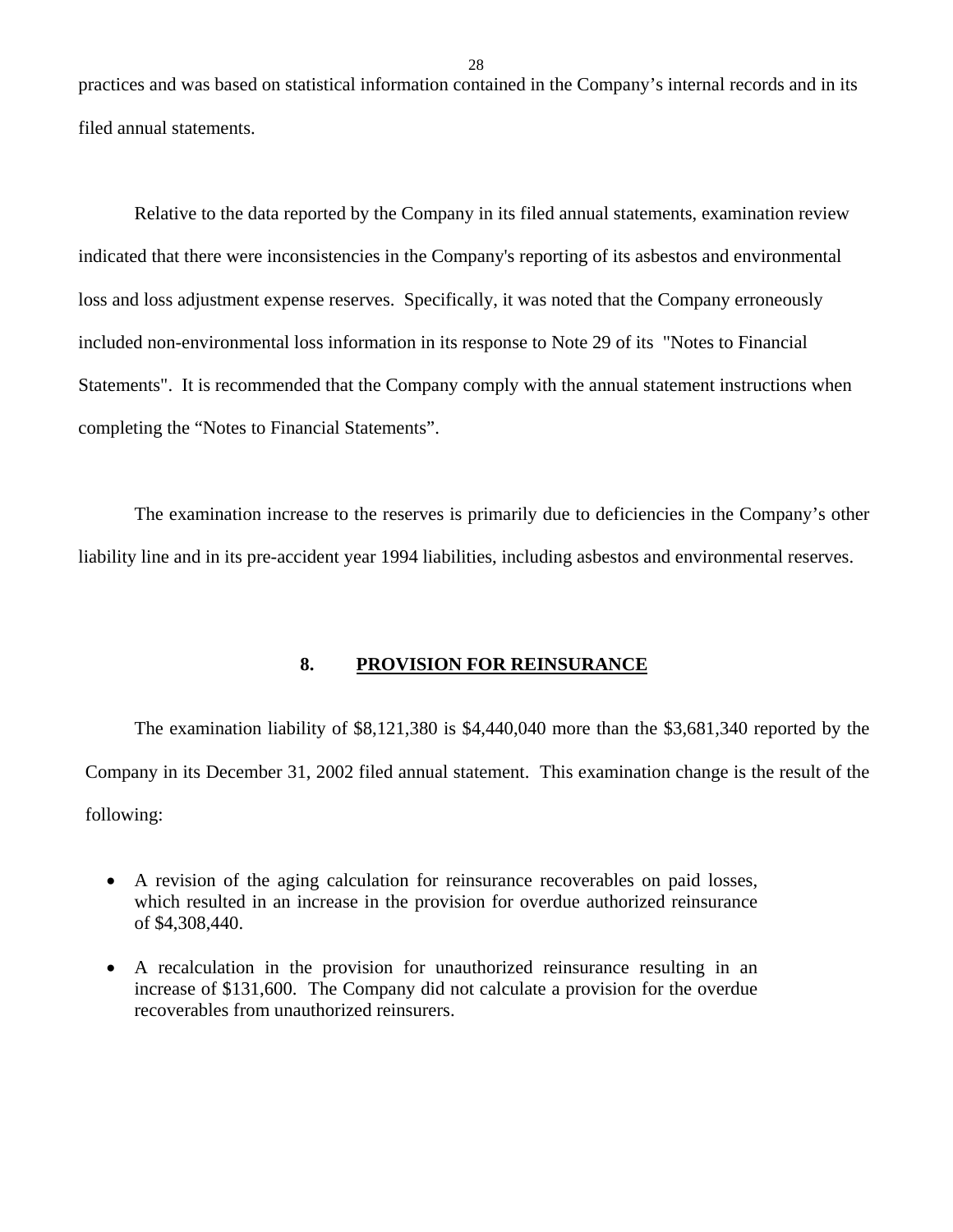practices and was based on statistical information contained in the Company's internal records and in its filed annual statements.

Relative to the data reported by the Company in its filed annual statements, examination review indicated that there were inconsistencies in the Company's reporting of its asbestos and environmental loss and loss adjustment expense reserves. Specifically, it was noted that the Company erroneously included non-environmental loss information in its response to Note 29 of its "Notes to Financial Statements". It is recommended that the Company comply with the annual statement instructions when completing the "Notes to Financial Statements".

The examination increase to the reserves is primarily due to deficiencies in the Company's other liability line and in its pre-accident year 1994 liabilities, including asbestos and environmental reserves.

## 8. <u>PROVISION FOR REINSURANCE</u>

The examination liability of $8,121,380 is $4,440,040 more than the $3,681,340 reported by the Company in its December 31, 2002 filed annual statement. This examination change is the result of the following:

- A revision of the aging calculation for reinsurance recoverables on paid losses, which resulted in an increase in the provision for overdue authorized reinsurance of $4,308,440.
- A recalculation in the provision for unauthorized reinsurance resulting in an increase of $131,600. The Company did not calculate a provision for the overdue recoverables from unauthorized reinsurers.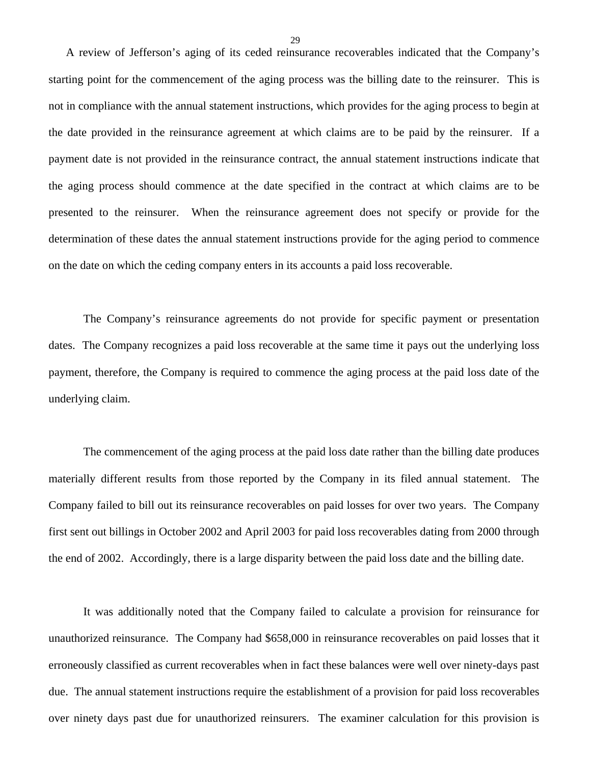A review of Jefferson's aging of its ceded reinsurance recoverables indicated that the Company's starting point for the commencement of the aging process was the billing date to the reinsurer. This is not in compliance with the annual statement instructions, which provides for the aging process to begin at the date provided in the reinsurance agreement at which claims are to be paid by the reinsurer. If a payment date is not provided in the reinsurance contract, the annual statement instructions indicate that the aging process should commence at the date specified in the contract at which claims are to be presented to the reinsurer. When the reinsurance agreement does not specify or provide for the determination of these dates the annual statement instructions provide for the aging period to commence on the date on which the ceding company enters in its accounts a paid loss recoverable.

The Company's reinsurance agreements do not provide for specific payment or presentation dates. The Company recognizes a paid loss recoverable at the same time it pays out the underlying loss payment, therefore, the Company is required to commence the aging process at the paid loss date of the underlying claim.

The commencement of the aging process at the paid loss date rather than the billing date produces materially different results from those reported by the Company in its filed annual statement. The Company failed to bill out its reinsurance recoverables on paid losses for over two years. The Company first sent out billings in October 2002 and April 2003 for paid loss recoverables dating from 2000 through the end of 2002. Accordingly, there is a large disparity between the paid loss date and the billing date.

It was additionally noted that the Company failed to calculate a provision for reinsurance for unauthorized reinsurance. The Company had $658,000 in reinsurance recoverables on paid losses that it erroneously classified as current recoverables when in fact these balances were well over ninety-days past due. The annual statement instructions require the establishment of a provision for paid loss recoverables over ninety days past due for unauthorized reinsurers. The examiner calculation for this provision is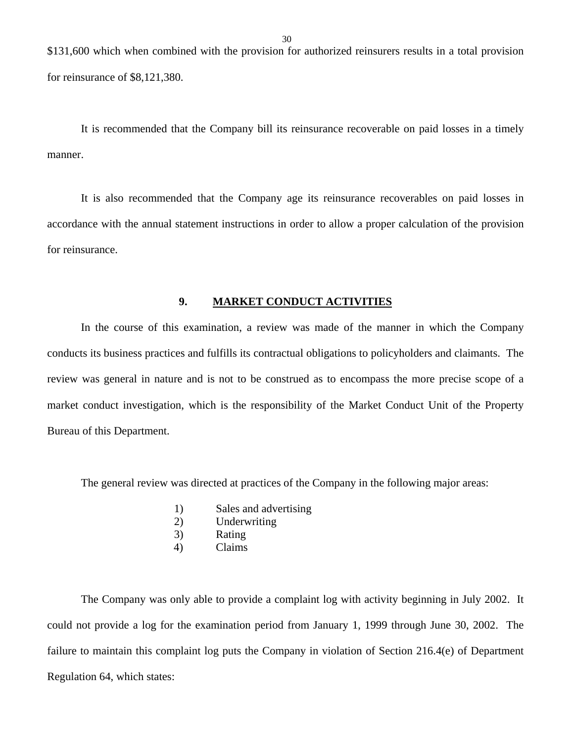$131,600 which when combined with the provision for authorized reinsurers results in a total provision for reinsurance of $8,121,380.

It is recommended that the Company bill its reinsurance recoverable on paid losses in a timely manner.

It is also recommended that the Company age its reinsurance recoverables on paid losses in accordance with the annual statement instructions in order to allow a proper calculation of the provision for reinsurance.

## 9. MARKET CONDUCT ACTIVITIES

In the course of this examination, a review was made of the manner in which the Company conducts its business practices and fulfills its contractual obligations to policyholders and claimants. The review was general in nature and is not to be construed as to encompass the more precise scope of a market conduct investigation, which is the responsibility of the Market Conduct Unit of the Property Bureau of this Department.

The general review was directed at practices of the Company in the following major areas:

1) Sales and advertising
2) Underwriting
3) Rating
4) Claims

The Company was only able to provide a complaint log with activity beginning in July 2002. It could not provide a log for the examination period from January 1, 1999 through June 30, 2002. The failure to maintain this complaint log puts the Company in violation of Section 216.4(e) of Department Regulation 64, which states: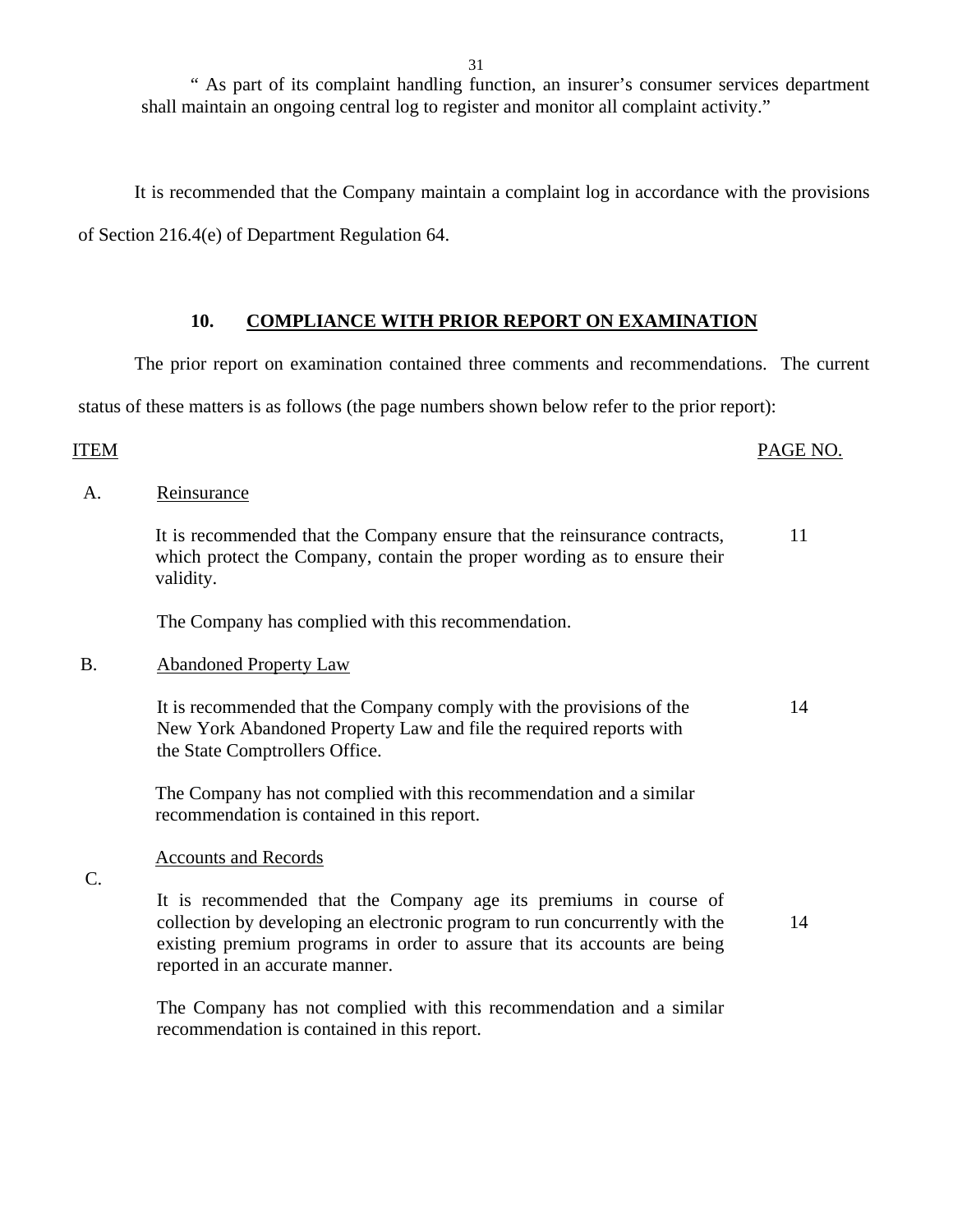" As part of its complaint handling function, an insurer's consumer services department shall maintain an ongoing central log to register and monitor all complaint activity."

It is recommended that the Company maintain a complaint log in accordance with the provisions of Section 216.4(e) of Department Regulation 64.

## 10. COMPLIANCE WITH PRIOR REPORT ON EXAMINATION

The prior report on examination contained three comments and recommendations. The current status of these matters is as follows (the page numbers shown below refer to the prior report):

| ITEM | | PAGE NO. |
|---|---|---|
| A. | Reinsurance | |
| | It is recommended that the Company ensure that the reinsurance contracts, which protect the Company, contain the proper wording as to ensure their validity. | 11 |
| | The Company has complied with this recommendation. | |
| B. | Abandoned Property Law | |
| | It is recommended that the Company comply with the provisions of the New York Abandoned Property Law and file the required reports with the State Comptrollers Office. | 14 |
| | The Company has not complied with this recommendation and a similar recommendation is contained in this report. | |
| C. | Accounts and Records | |
| | It is recommended that the Company age its premiums in course of collection by developing an electronic program to run concurrently with the existing premium programs in order to assure that its accounts are being reported in an accurate manner. | 14 |
| | The Company has not complied with this recommendation and a similar recommendation is contained in this report. | |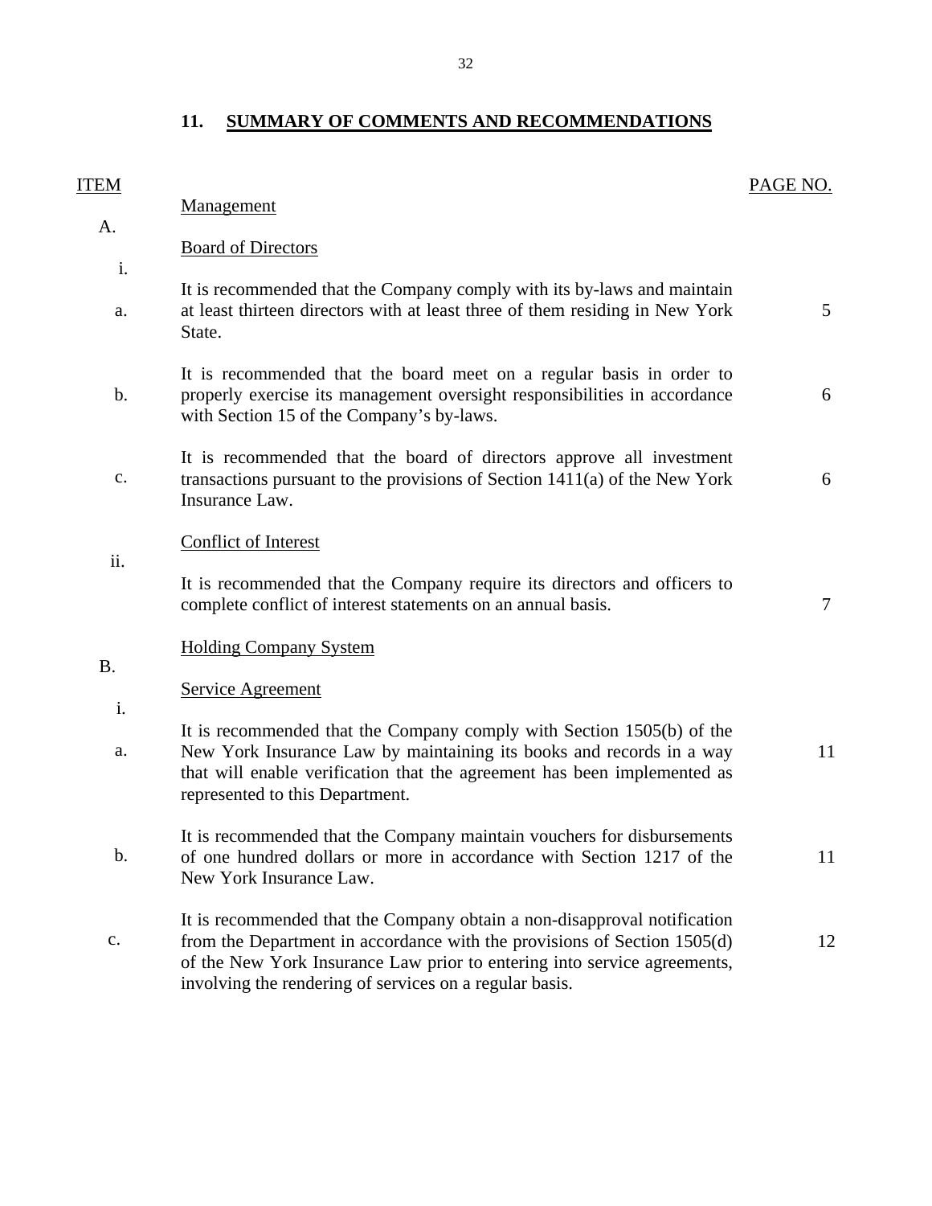## 11. SUMMARY OF COMMENTS AND RECOMMENDATIONS

| ITEM | | PAGE NO. |
|---|---|---|
| A. | Management | |
| i. | Board of Directors | |
| a. | It is recommended that the Company comply with its by-laws and maintain at least thirteen directors with at least three of them residing in New York State. | 5 |
| b. | It is recommended that the board meet on a regular basis in order to properly exercise its management oversight responsibilities in accordance with Section 15 of the Company's by-laws. | 6 |
| c. | It is recommended that the board of directors approve all investment transactions pursuant to the provisions of Section 1411(a) of the New York Insurance Law. | 6 |
| ii. | Conflict of Interest | |
| | It is recommended that the Company require its directors and officers to complete conflict of interest statements on an annual basis. | 7 |
| B. | Holding Company System | |
| i. | Service Agreement | |
| a. | It is recommended that the Company comply with Section 1505(b) of the New York Insurance Law by maintaining its books and records in a way that will enable verification that the agreement has been implemented as represented to this Department. | 11 |
| b. | It is recommended that the Company maintain vouchers for disbursements of one hundred dollars or more in accordance with Section 1217 of the New York Insurance Law. | 11 |
| c. | It is recommended that the Company obtain a non-disapproval notification from the Department in accordance with the provisions of Section 1505(d) of the New York Insurance Law prior to entering into service agreements, involving the rendering of services on a regular basis. | 12 |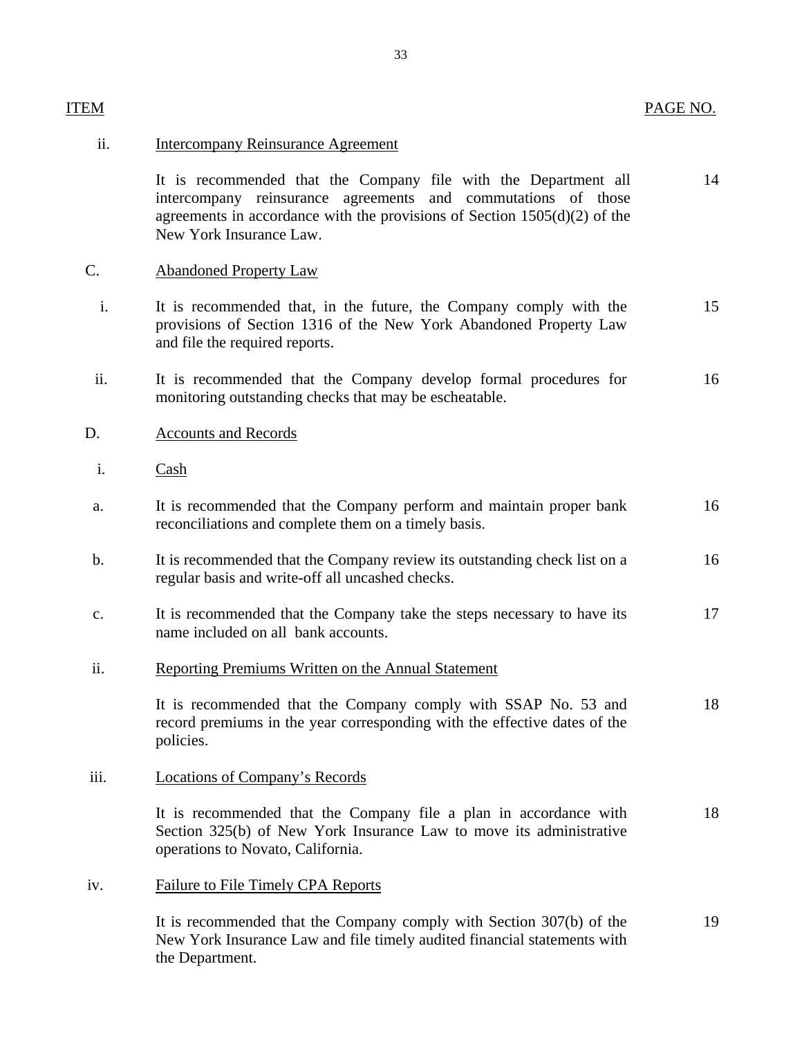| ITEM | | PAGE NO. |
|---|---|---|
| ii. | Intercompany Reinsurance Agreement | |
| | It is recommended that the Company file with the Department all intercompany reinsurance agreements and commutations of those agreements in accordance with the provisions of Section 1505(d)(2) of the New York Insurance Law. | 14 |
| C. | Abandoned Property Law | |
| i. | It is recommended that, in the future, the Company comply with the provisions of Section 1316 of the New York Abandoned Property Law and file the required reports. | 15 |
| ii. | It is recommended that the Company develop formal procedures for monitoring outstanding checks that may be escheatable. | 16 |
| D. | Accounts and Records | |
| i. | Cash | |
| a. | It is recommended that the Company perform and maintain proper bank reconciliations and complete them on a timely basis. | 16 |
| b. | It is recommended that the Company review its outstanding check list on a regular basis and write-off all uncashed checks. | 16 |
| c. | It is recommended that the Company take the steps necessary to have its name included on all bank accounts. | 17 |
| ii. | Reporting Premiums Written on the Annual Statement | |
| | It is recommended that the Company comply with SSAP No. 53 and record premiums in the year corresponding with the effective dates of the policies. | 18 |
| iii. | Locations of Company's Records | |
| | It is recommended that the Company file a plan in accordance with Section 325(b) of New York Insurance Law to move its administrative operations to Novato, California. | 18 |
| iv. | Failure to File Timely CPA Reports | |
| | It is recommended that the Company comply with Section 307(b) of the New York Insurance Law and file timely audited financial statements with the Department. | 19 |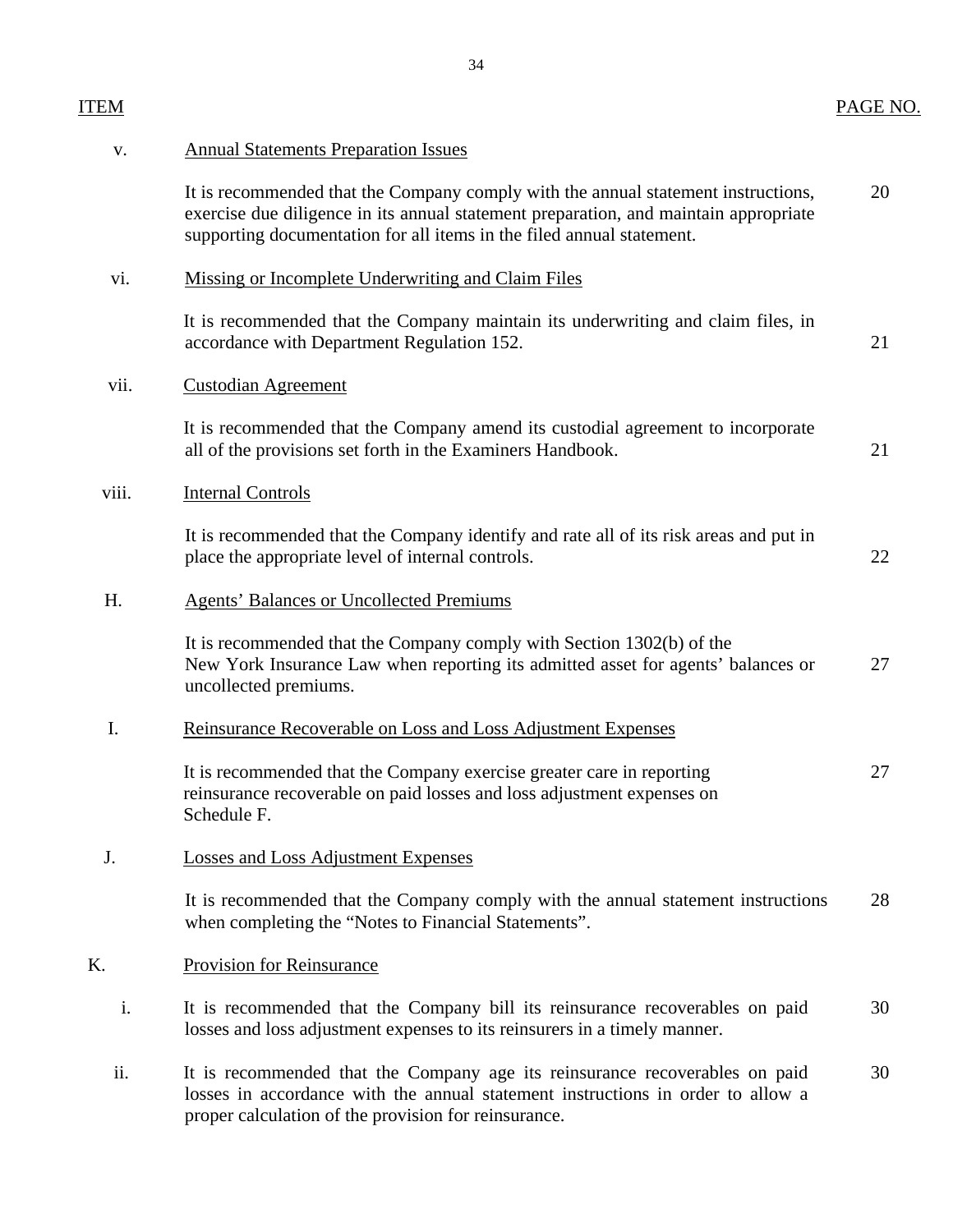| ITEM | | PAGE NO. |
|---|---|---|
| v. | Annual Statements Preparation Issues | |
| | It is recommended that the Company comply with the annual statement instructions, exercise due diligence in its annual statement preparation, and maintain appropriate supporting documentation for all items in the filed annual statement. | 20 |
| vi. | Missing or Incomplete Underwriting and Claim Files | |
| | It is recommended that the Company maintain its underwriting and claim files, in accordance with Department Regulation 152. | 21 |
| vii. | Custodian Agreement | |
| | It is recommended that the Company amend its custodial agreement to incorporate all of the provisions set forth in the Examiners Handbook. | 21 |
| viii. | Internal Controls | |
| | It is recommended that the Company identify and rate all of its risk areas and put in place the appropriate level of internal controls. | 22 |
| H. | Agents' Balances or Uncollected Premiums | |
| | It is recommended that the Company comply with Section 1302(b) of the New York Insurance Law when reporting its admitted asset for agents' balances or uncollected premiums. | 27 |
| I. | Reinsurance Recoverable on Loss and Loss Adjustment Expenses | |
| | It is recommended that the Company exercise greater care in reporting reinsurance recoverable on paid losses and loss adjustment expenses on Schedule F. | 27 |
| J. | Losses and Loss Adjustment Expenses | |
| | It is recommended that the Company comply with the annual statement instructions when completing the "Notes to Financial Statements". | 28 |
| K. | Provision for Reinsurance | |
| i. | It is recommended that the Company bill its reinsurance recoverables on paid losses and loss adjustment expenses to its reinsurers in a timely manner. | 30 |
| ii. | It is recommended that the Company age its reinsurance recoverables on paid losses in accordance with the annual statement instructions in order to allow a proper calculation of the provision for reinsurance. | 30 |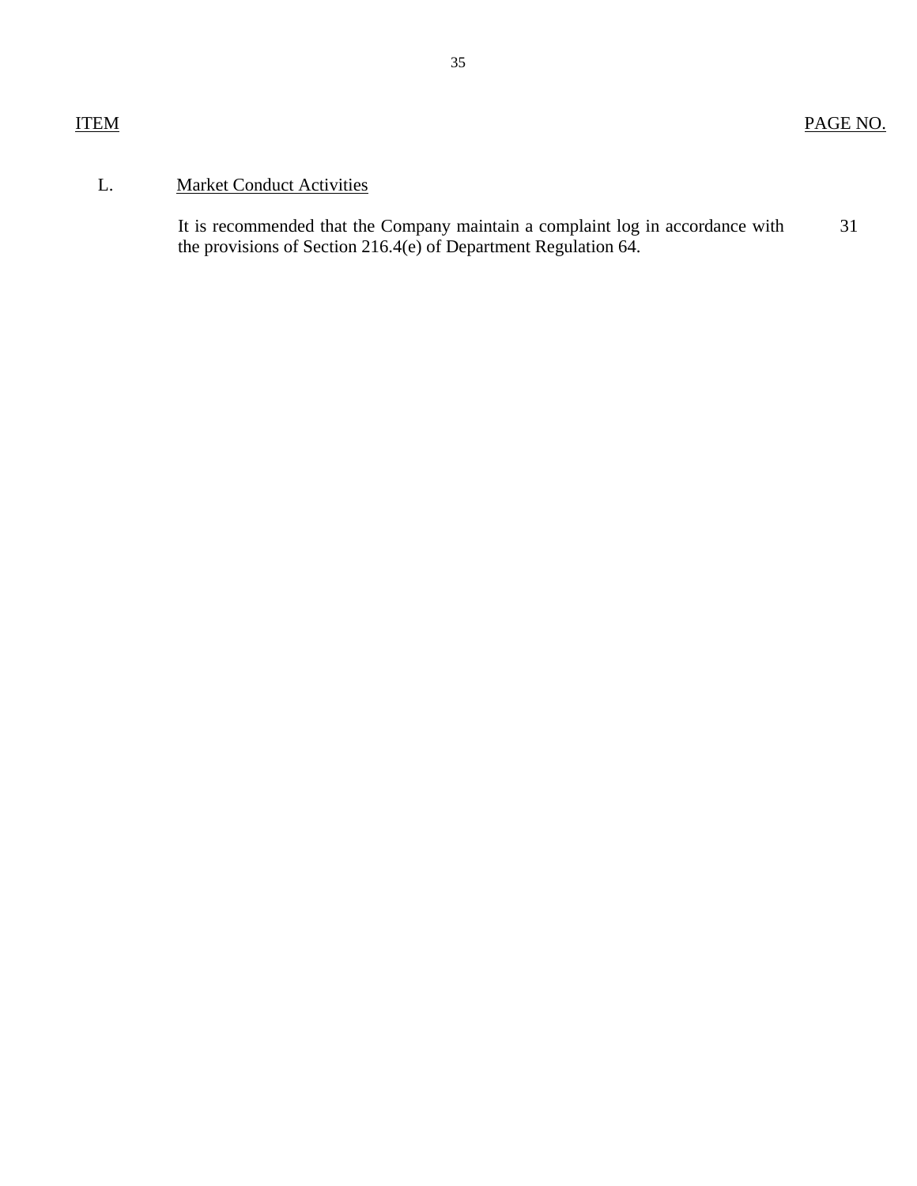| ITEM | | PAGE NO. |
|---|---|---|
| L. | Market Conduct Activities | |
| | It is recommended that the Company maintain a complaint log in accordance with the provisions of Section 216.4(e) of Department Regulation 64. | 31 |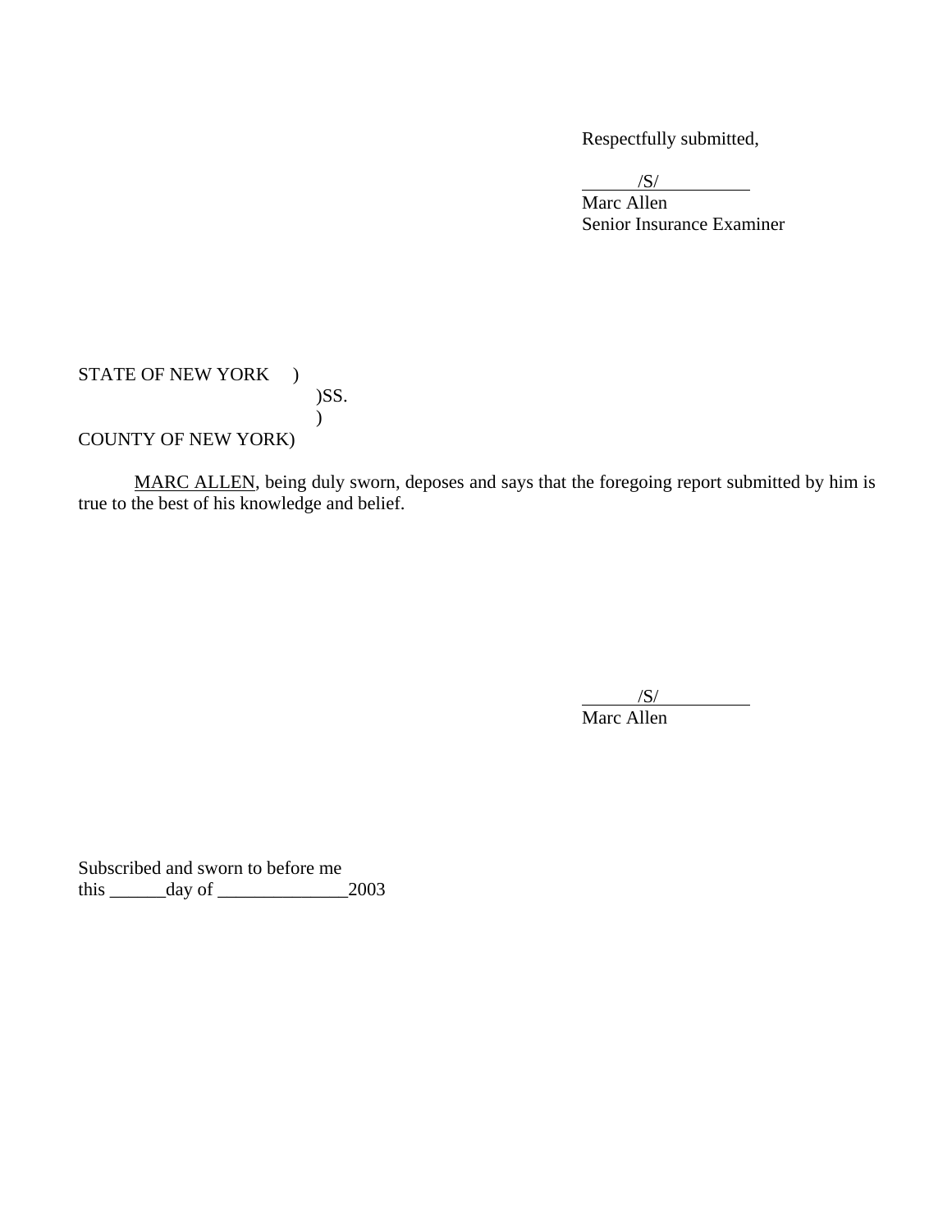Respectfully submitted,

/S/
Marc Allen
Senior Insurance Examiner

STATE OF NEW YORK )
)SS.
)
COUNTY OF NEW YORK)

MARC ALLEN, being duly sworn, deposes and says that the foregoing report submitted by him is true to the best of his knowledge and belief.

/S/
Marc Allen

Subscribed and sworn to before me
this ______day of ______________2003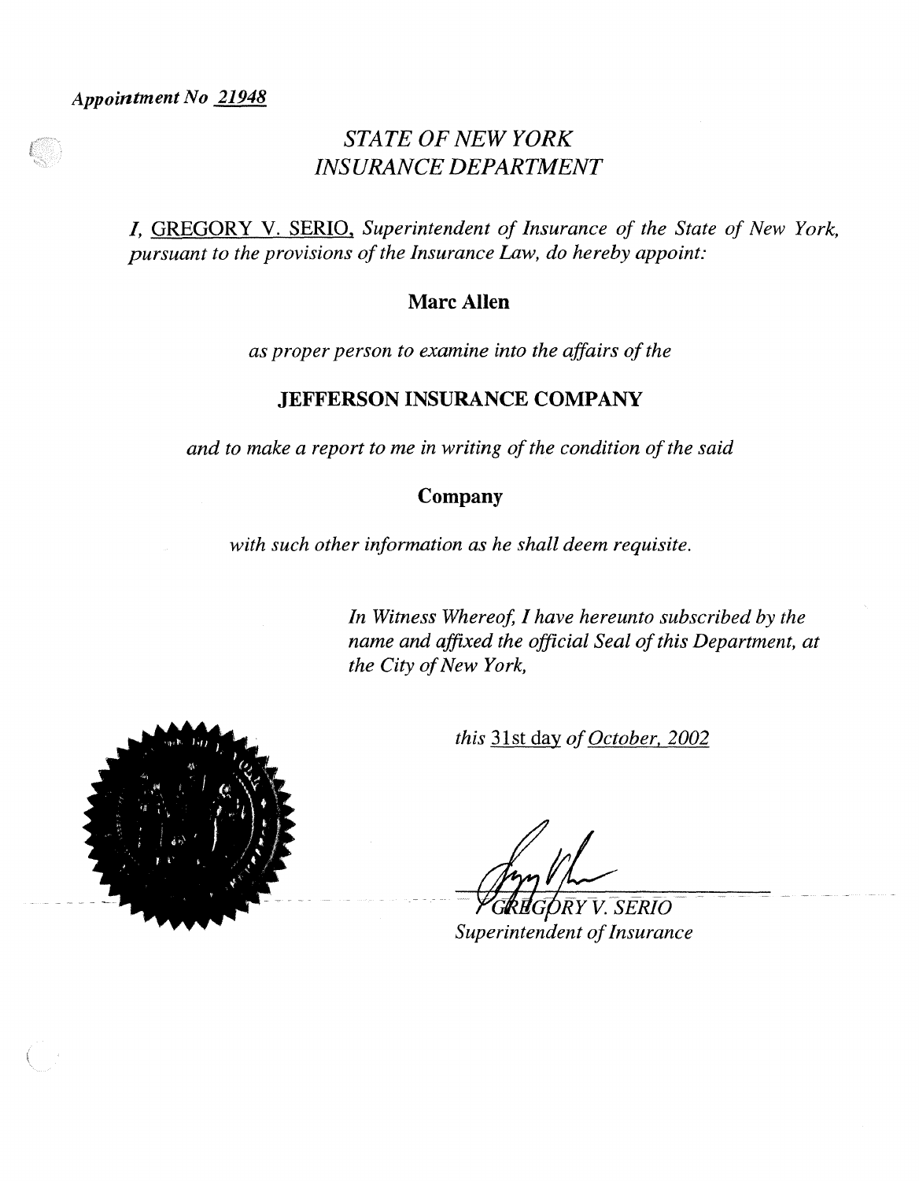*Appointment No 21948*

# *STATE OF NEW YORK*
# *INSURANCE DEPARTMENT*

*I,* GREGORY V. SERIO, *Superintendent of Insurance of the State of New York, pursuant to the provisions of the Insurance Law, do hereby appoint:*

**Marc Allen**

*as proper person to examine into the affairs of the*

**JEFFERSON INSURANCE COMPANY**

*and to make a report to me in writing of the condition of the said*

**Company**

*with such other information as he shall deem requisite.*

*In Witness Whereof, I have hereunto subscribed by the name and affixed the official Seal of this Department, at the City of New York,*

*this* 31st day *of October, 2002*

*GREGORY V. SERIO*
*Superintendent of Insurance*